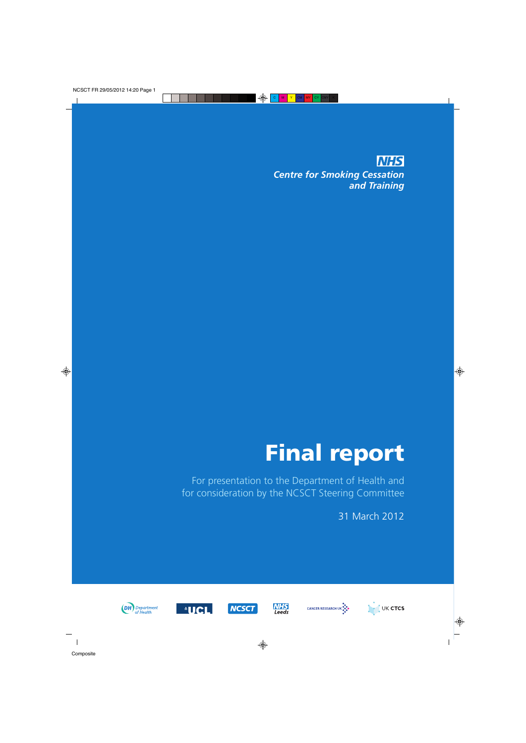NHS

Centre for Smoking Cessation and Training

# Final report

For presentation to the Department of Health and for consideration by the NCSCT Steering Committee

31 March 2012

Department of Health | UCL | NCSCT | NHS Leeds | CANCER RESEARCH UK | UK CTCS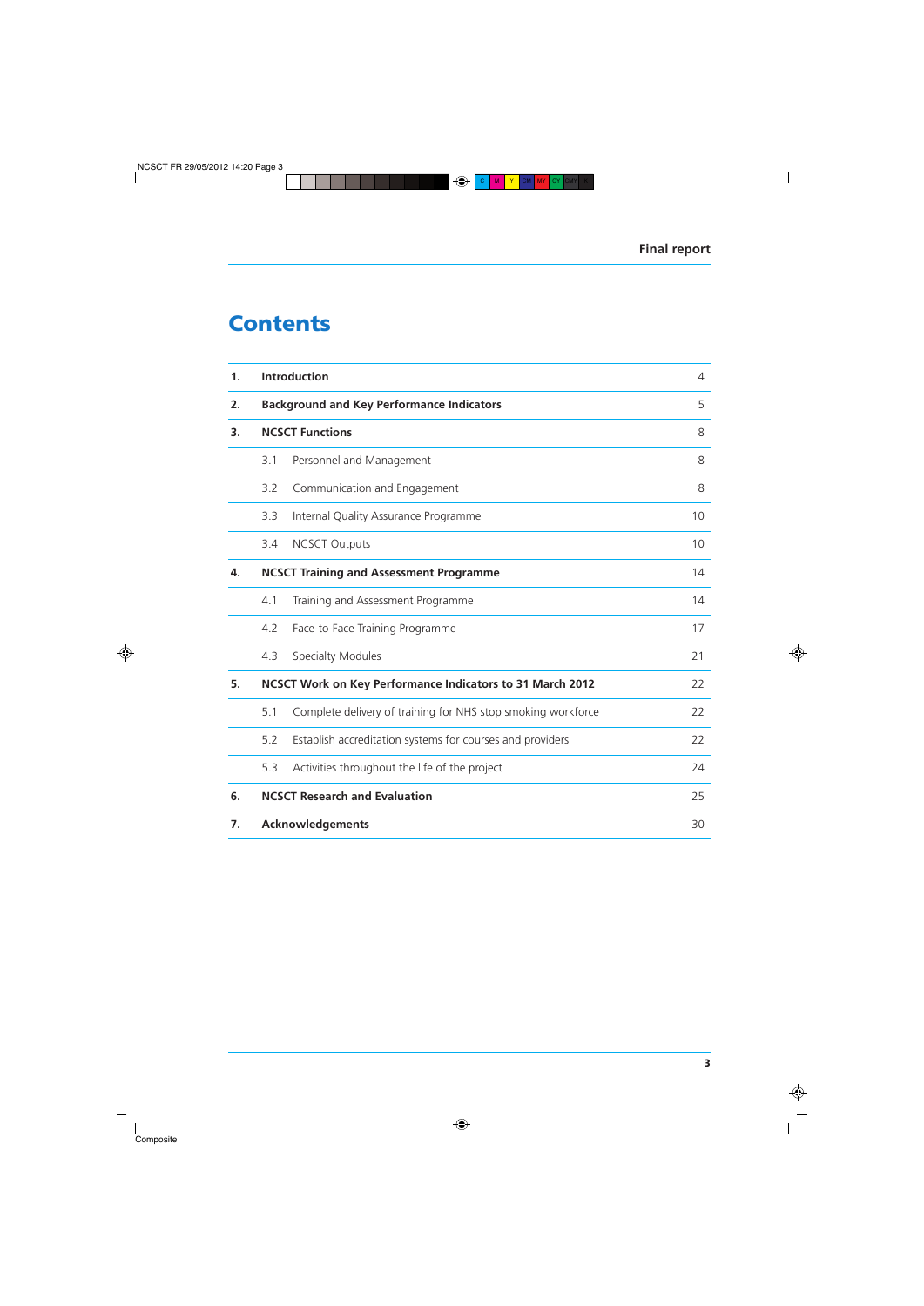# Contents

| | | | |
|---|---|---|---|
| **1.** | **Introduction** | | 4 |
| **2.** | **Background and Key Performance Indicators** | | 5 |
| **3.** | **NCSCT Functions** | | 8 |
| | 3.1 | Personnel and Management | 8 |
| | 3.2 | Communication and Engagement | 8 |
| | 3.3 | Internal Quality Assurance Programme | 10 |
| | 3.4 | NCSCT Outputs | 10 |
| **4.** | **NCSCT Training and Assessment Programme** | | 14 |
| | 4.1 | Training and Assessment Programme | 14 |
| | 4.2 | Face-to-Face Training Programme | 17 |
| | 4.3 | Specialty Modules | 21 |
| **5.** | **NCSCT Work on Key Performance Indicators to 31 March 2012** | | 22 |
| | 5.1 | Complete delivery of training for NHS stop smoking workforce | 22 |
| | 5.2 | Establish accreditation systems for courses and providers | 22 |
| | 5.3 | Activities throughout the life of the project | 24 |
| **6.** | **NCSCT Research and Evaluation** | | 25 |
| **7.** | **Acknowledgements** | | 30 |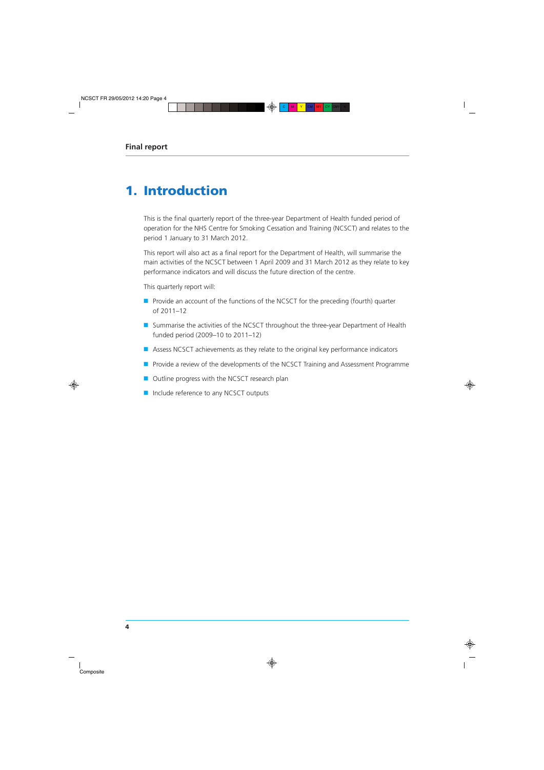# 1. Introduction

This is the final quarterly report of the three-year Department of Health funded period of operation for the NHS Centre for Smoking Cessation and Training (NCSCT) and relates to the period 1 January to 31 March 2012.

This report will also act as a final report for the Department of Health, will summarise the main activities of the NCSCT between 1 April 2009 and 31 March 2012 as they relate to key performance indicators and will discuss the future direction of the centre.

This quarterly report will:

- Provide an account of the functions of the NCSCT for the preceding (fourth) quarter of 2011–12
- Summarise the activities of the NCSCT throughout the three-year Department of Health funded period (2009–10 to 2011–12)
- Assess NCSCT achievements as they relate to the original key performance indicators
- Provide a review of the developments of the NCSCT Training and Assessment Programme
- Outline progress with the NCSCT research plan
- Include reference to any NCSCT outputs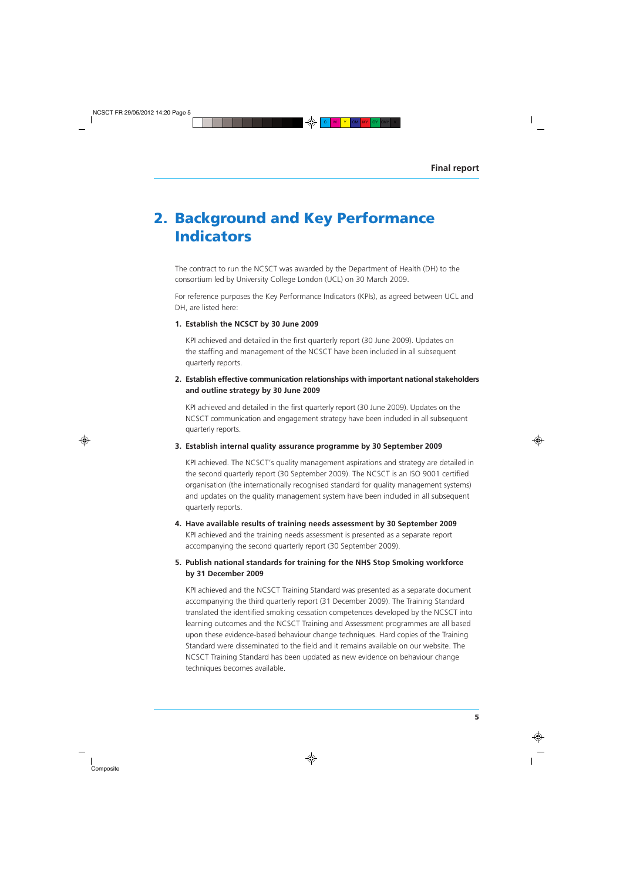# 2. Background and Key Performance Indicators

The contract to run the NCSCT was awarded by the Department of Health (DH) to the consortium led by University College London (UCL) on 30 March 2009.

For reference purposes the Key Performance Indicators (KPIs), as agreed between UCL and DH, are listed here:

1. **Establish the NCSCT by 30 June 2009**

   KPI achieved and detailed in the first quarterly report (30 June 2009). Updates on the staffing and management of the NCSCT have been included in all subsequent quarterly reports.

2. **Establish effective communication relationships with important national stakeholders and outline strategy by 30 June 2009**

   KPI achieved and detailed in the first quarterly report (30 June 2009). Updates on the NCSCT communication and engagement strategy have been included in all subsequent quarterly reports.

3. **Establish internal quality assurance programme by 30 September 2009**

   KPI achieved. The NCSCT's quality management aspirations and strategy are detailed in the second quarterly report (30 September 2009). The NCSCT is an ISO 9001 certified organisation (the internationally recognised standard for quality management systems) and updates on the quality management system have been included in all subsequent quarterly reports.

4. **Have available results of training needs assessment by 30 September 2009**
   KPI achieved and the training needs assessment is presented as a separate report accompanying the second quarterly report (30 September 2009).

5. **Publish national standards for training for the NHS Stop Smoking workforce by 31 December 2009**

   KPI achieved and the NCSCT Training Standard was presented as a separate document accompanying the third quarterly report (31 December 2009). The Training Standard translated the identified smoking cessation competences developed by the NCSCT into learning outcomes and the NCSCT Training and Assessment programmes are all based upon these evidence-based behaviour change techniques. Hard copies of the Training Standard were disseminated to the field and it remains available on our website. The NCSCT Training Standard has been updated as new evidence on behaviour change techniques becomes available.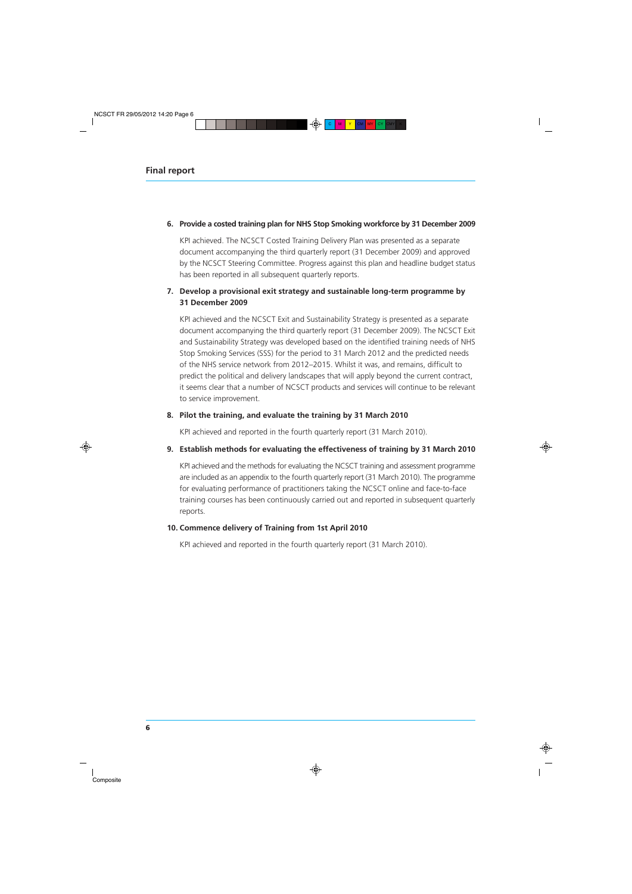6. **Provide a costed training plan for NHS Stop Smoking workforce by 31 December 2009**

   KPI achieved. The NCSCT Costed Training Delivery Plan was presented as a separate document accompanying the third quarterly report (31 December 2009) and approved by the NCSCT Steering Committee. Progress against this plan and headline budget status has been reported in all subsequent quarterly reports.

7. **Develop a provisional exit strategy and sustainable long-term programme by 31 December 2009**

   KPI achieved and the NCSCT Exit and Sustainability Strategy is presented as a separate document accompanying the third quarterly report (31 December 2009). The NCSCT Exit and Sustainability Strategy was developed based on the identified training needs of NHS Stop Smoking Services (SSS) for the period to 31 March 2012 and the predicted needs of the NHS service network from 2012–2015. Whilst it was, and remains, difficult to predict the political and delivery landscapes that will apply beyond the current contract, it seems clear that a number of NCSCT products and services will continue to be relevant to service improvement.

8. **Pilot the training, and evaluate the training by 31 March 2010**

   KPI achieved and reported in the fourth quarterly report (31 March 2010).

9. **Establish methods for evaluating the effectiveness of training by 31 March 2010**

   KPI achieved and the methods for evaluating the NCSCT training and assessment programme are included as an appendix to the fourth quarterly report (31 March 2010). The programme for evaluating performance of practitioners taking the NCSCT online and face-to-face training courses has been continuously carried out and reported in subsequent quarterly reports.

10. **Commence delivery of Training from 1st April 2010**

    KPI achieved and reported in the fourth quarterly report (31 March 2010).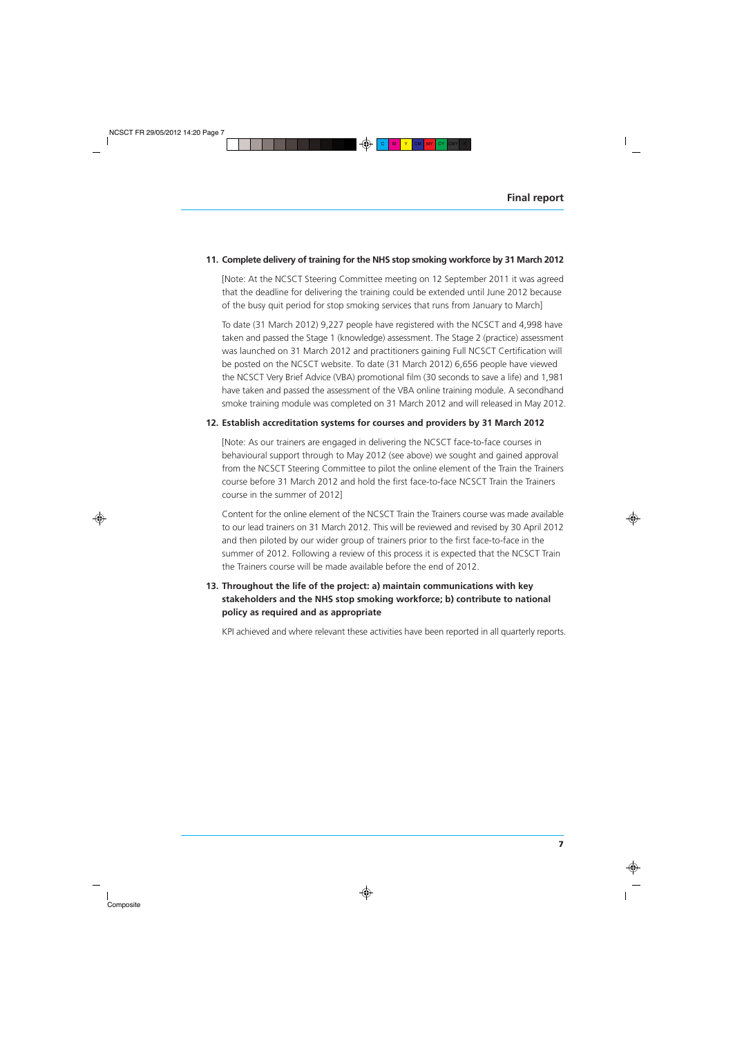**11. Complete delivery of training for the NHS stop smoking workforce by 31 March 2012**

[Note: At the NCSCT Steering Committee meeting on 12 September 2011 it was agreed that the deadline for delivering the training could be extended until June 2012 because of the busy quit period for stop smoking services that runs from January to March]

To date (31 March 2012) 9,227 people have registered with the NCSCT and 4,998 have taken and passed the Stage 1 (knowledge) assessment. The Stage 2 (practice) assessment was launched on 31 March 2012 and practitioners gaining Full NCSCT Certification will be posted on the NCSCT website. To date (31 March 2012) 6,656 people have viewed the NCSCT Very Brief Advice (VBA) promotional film (30 seconds to save a life) and 1,981 have taken and passed the assessment of the VBA online training module. A secondhand smoke training module was completed on 31 March 2012 and will released in May 2012.

**12. Establish accreditation systems for courses and providers by 31 March 2012**

[Note: As our trainers are engaged in delivering the NCSCT face-to-face courses in behavioural support through to May 2012 (see above) we sought and gained approval from the NCSCT Steering Committee to pilot the online element of the Train the Trainers course before 31 March 2012 and hold the first face-to-face NCSCT Train the Trainers course in the summer of 2012]

Content for the online element of the NCSCT Train the Trainers course was made available to our lead trainers on 31 March 2012. This will be reviewed and revised by 30 April 2012 and then piloted by our wider group of trainers prior to the first face-to-face in the summer of 2012. Following a review of this process it is expected that the NCSCT Train the Trainers course will be made available before the end of 2012.

**13. Throughout the life of the project: a) maintain communications with key stakeholders and the NHS stop smoking workforce; b) contribute to national policy as required and as appropriate**

KPI achieved and where relevant these activities have been reported in all quarterly reports.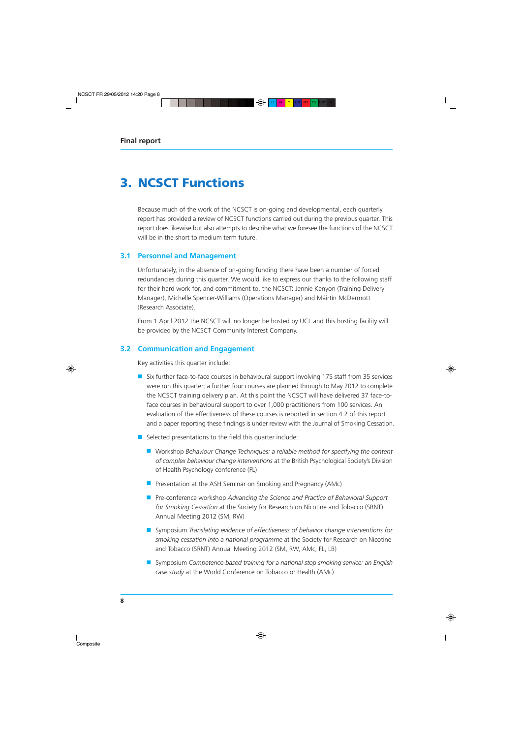# 3. NCSCT Functions

Because much of the work of the NCSCT is on-going and developmental, each quarterly report has provided a review of NCSCT functions carried out during the previous quarter. This report does likewise but also attempts to describe what we foresee the functions of the NCSCT will be in the short to medium term future.

## 3.1 Personnel and Management

Unfortunately, in the absence of on-going funding there have been a number of forced redundancies during this quarter. We would like to express our thanks to the following staff for their hard work for, and commitment to, the NCSCT: Jennie Kenyon (Training Delivery Manager), Michelle Spencer-Williams (Operations Manager) and Máirtín McDermott (Research Associate).

From 1 April 2012 the NCSCT will no longer be hosted by UCL and this hosting facility will be provided by the NCSCT Community Interest Company.

## 3.2 Communication and Engagement

Key activities this quarter include:

- Six further face-to-face courses in behavioural support involving 175 staff from 35 services were run this quarter; a further four courses are planned through to May 2012 to complete the NCSCT training delivery plan. At this point the NCSCT will have delivered 37 face-to-face courses in behavioural support to over 1,000 practitioners from 100 services. An evaluation of the effectiveness of these courses is reported in section 4.2 of this report and a paper reporting these findings is under review with the Journal of Smoking Cessation.
- Selected presentations to the field this quarter include:
  - Workshop *Behaviour Change Techniques: a reliable method for specifying the content of complex behaviour change interventions* at the British Psychological Society's Division of Health Psychology conference (FL)
  - Presentation at the ASH Seminar on Smoking and Pregnancy (AMc)
  - Pre-conference workshop *Advancing the Science and Practice of Behavioral Support for Smoking Cessation* at the Society for Research on Nicotine and Tobacco (SRNT) Annual Meeting 2012 (SM, RW)
  - Symposium *Translating evidence of effectiveness of behavior change interventions for smoking cessation into a national programme* at the Society for Research on Nicotine and Tobacco (SRNT) Annual Meeting 2012 (SM, RW, AMc, FL, LB)
  - Symposium *Competence-based training for a national stop smoking service: an English case study* at the World Conference on Tobacco or Health (AMc)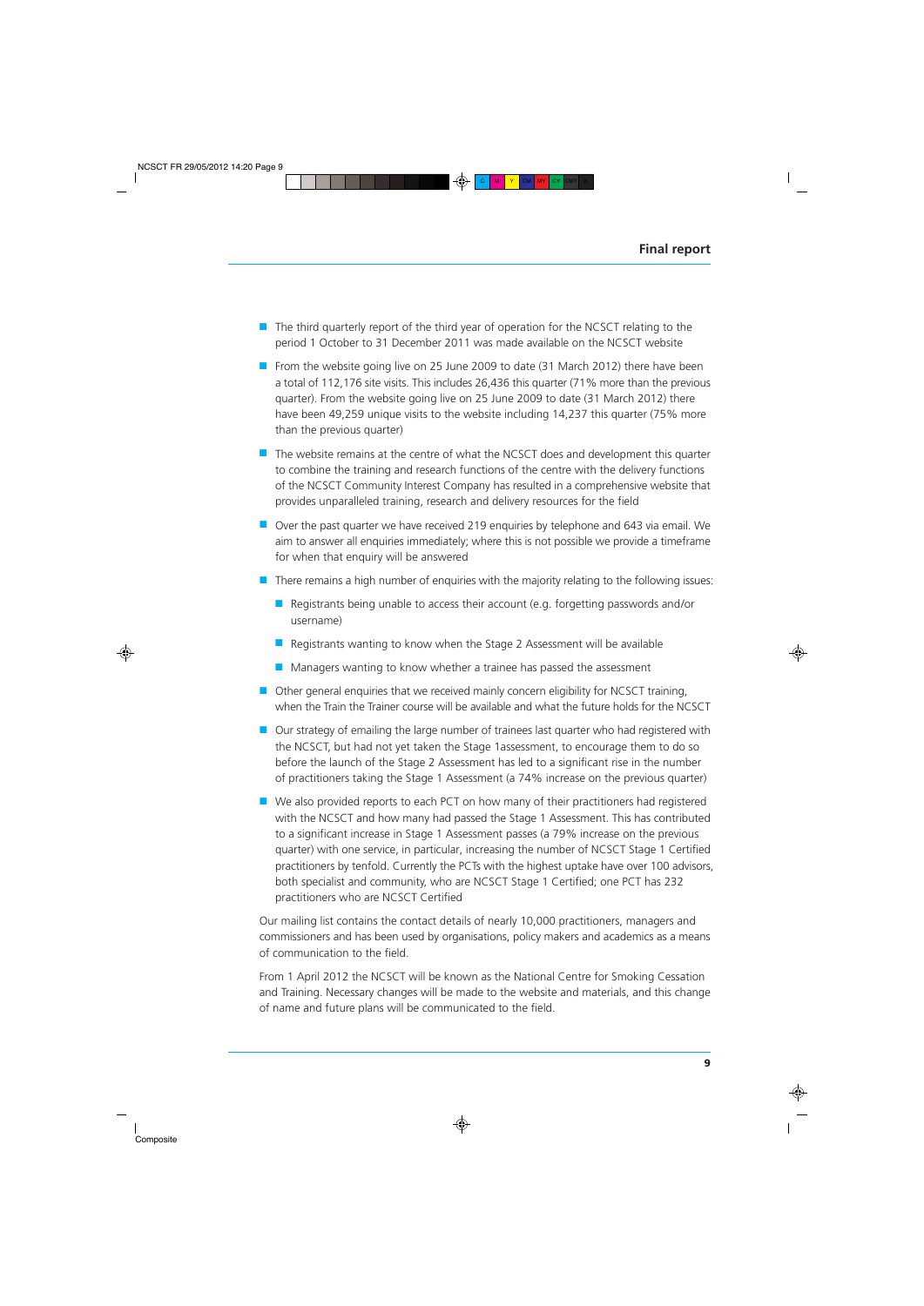- The third quarterly report of the third year of operation for the NCSCT relating to the period 1 October to 31 December 2011 was made available on the NCSCT website
- From the website going live on 25 June 2009 to date (31 March 2012) there have been a total of 112,176 site visits. This includes 26,436 this quarter (71% more than the previous quarter). From the website going live on 25 June 2009 to date (31 March 2012) there have been 49,259 unique visits to the website including 14,237 this quarter (75% more than the previous quarter)
- The website remains at the centre of what the NCSCT does and development this quarter to combine the training and research functions of the centre with the delivery functions of the NCSCT Community Interest Company has resulted in a comprehensive website that provides unparalleled training, research and delivery resources for the field
- Over the past quarter we have received 219 enquiries by telephone and 643 via email. We aim to answer all enquiries immediately; where this is not possible we provide a timeframe for when that enquiry will be answered
- There remains a high number of enquiries with the majority relating to the following issues:
  - Registrants being unable to access their account (e.g. forgetting passwords and/or username)
  - Registrants wanting to know when the Stage 2 Assessment will be available
  - Managers wanting to know whether a trainee has passed the assessment
- Other general enquiries that we received mainly concern eligibility for NCSCT training, when the Train the Trainer course will be available and what the future holds for the NCSCT
- Our strategy of emailing the large number of trainees last quarter who had registered with the NCSCT, but had not yet taken the Stage 1assessment, to encourage them to do so before the launch of the Stage 2 Assessment has led to a significant rise in the number of practitioners taking the Stage 1 Assessment (a 74% increase on the previous quarter)
- We also provided reports to each PCT on how many of their practitioners had registered with the NCSCT and how many had passed the Stage 1 Assessment. This has contributed to a significant increase in Stage 1 Assessment passes (a 79% increase on the previous quarter) with one service, in particular, increasing the number of NCSCT Stage 1 Certified practitioners by tenfold. Currently the PCTs with the highest uptake have over 100 advisors, both specialist and community, who are NCSCT Stage 1 Certified; one PCT has 232 practitioners who are NCSCT Certified

Our mailing list contains the contact details of nearly 10,000 practitioners, managers and commissioners and has been used by organisations, policy makers and academics as a means of communication to the field.

From 1 April 2012 the NCSCT will be known as the National Centre for Smoking Cessation and Training. Necessary changes will be made to the website and materials, and this change of name and future plans will be communicated to the field.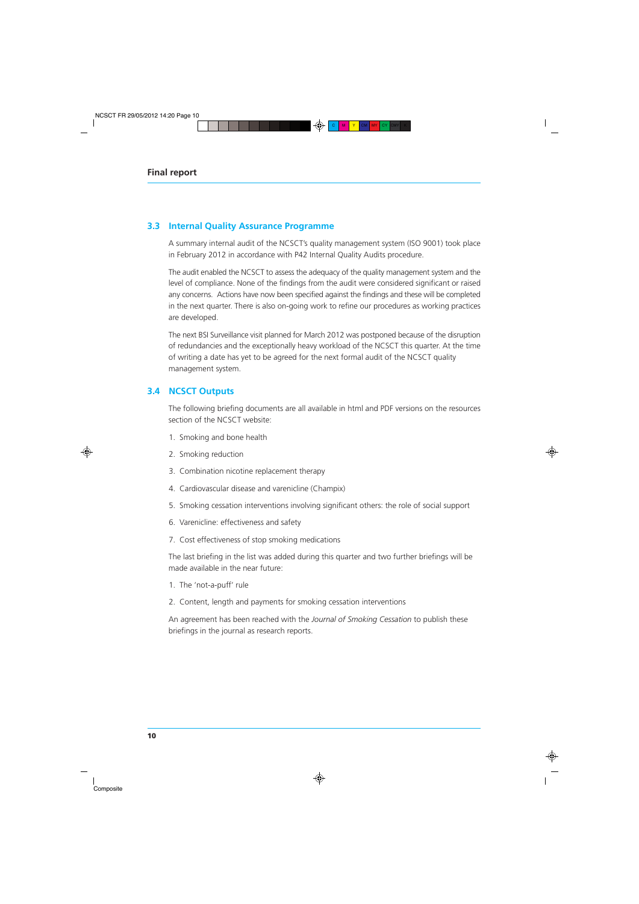## 3.3 Internal Quality Assurance Programme

A summary internal audit of the NCSCT's quality management system (ISO 9001) took place in February 2012 in accordance with P42 Internal Quality Audits procedure.

The audit enabled the NCSCT to assess the adequacy of the quality management system and the level of compliance. None of the findings from the audit were considered significant or raised any concerns. Actions have now been specified against the findings and these will be completed in the next quarter. There is also on-going work to refine our procedures as working practices are developed.

The next BSI Surveillance visit planned for March 2012 was postponed because of the disruption of redundancies and the exceptionally heavy workload of the NCSCT this quarter. At the time of writing a date has yet to be agreed for the next formal audit of the NCSCT quality management system.

## 3.4 NCSCT Outputs

The following briefing documents are all available in html and PDF versions on the resources section of the NCSCT website:

1. Smoking and bone health
2. Smoking reduction
3. Combination nicotine replacement therapy
4. Cardiovascular disease and varenicline (Champix)
5. Smoking cessation interventions involving significant others: the role of social support
6. Varenicline: effectiveness and safety
7. Cost effectiveness of stop smoking medications

The last briefing in the list was added during this quarter and two further briefings will be made available in the near future:

1. The 'not-a-puff' rule
2. Content, length and payments for smoking cessation interventions

An agreement has been reached with the *Journal of Smoking Cessation* to publish these briefings in the journal as research reports.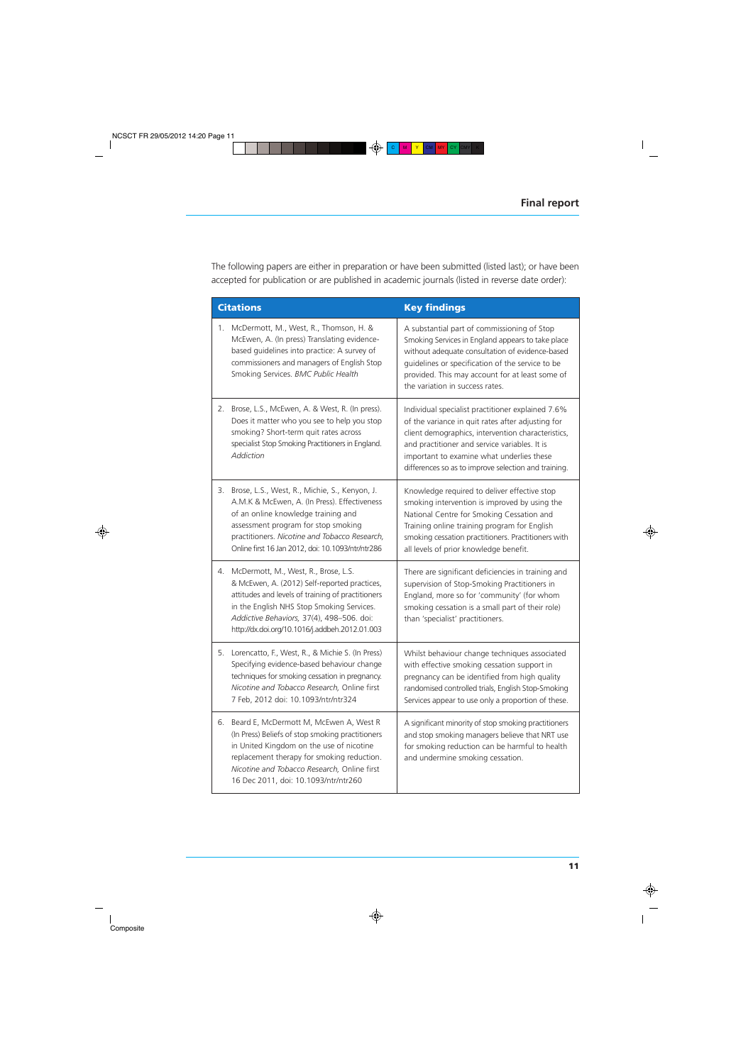The following papers are either in preparation or have been submitted (listed last); or have been accepted for publication or are published in academic journals (listed in reverse date order):

| Citations | Key findings |
|---|---|
| 1. McDermott, M., West, R., Thomson, H. & McEwen, A. (In press) Translating evidence-based guidelines into practice: A survey of commissioners and managers of English Stop Smoking Services. *BMC Public Health* | A substantial part of commissioning of Stop Smoking Services in England appears to take place without adequate consultation of evidence-based guidelines or specification of the service to be provided. This may account for at least some of the variation in success rates. |
| 2. Brose, L.S., McEwen, A. & West, R. (In press). Does it matter who you see to help you stop smoking? Short-term quit rates across specialist Stop Smoking Practitioners in England. *Addiction* | Individual specialist practitioner explained 7.6% of the variance in quit rates after adjusting for client demographics, intervention characteristics, and practitioner and service variables. It is important to examine what underlies these differences so as to improve selection and training. |
| 3. Brose, L.S., West, R., Michie, S., Kenyon, J. A.M.K & McEwen, A. (In Press). Effectiveness of an online knowledge training and assessment program for stop smoking practitioners. *Nicotine and Tobacco Research,* Online first 16 Jan 2012, doi: 10.1093/ntr/ntr286 | Knowledge required to deliver effective stop smoking intervention is improved by using the National Centre for Smoking Cessation and Training online training program for English smoking cessation practitioners. Practitioners with all levels of prior knowledge benefit. |
| 4. McDermott, M., West, R., Brose, L.S. & McEwen, A. (2012) Self-reported practices, attitudes and levels of training of practitioners in the English NHS Stop Smoking Services. *Addictive Behaviors,* 37(4), 498–506. doi: http://dx.doi.org/10.1016/j.addbeh.2012.01.003 | There are significant deficiencies in training and supervision of Stop-Smoking Practitioners in England, more so for 'community' (for whom smoking cessation is a small part of their role) than 'specialist' practitioners. |
| 5. Lorencatto, F., West, R., & Michie S. (In Press) Specifying evidence-based behaviour change techniques for smoking cessation in pregnancy. *Nicotine and Tobacco Research,* Online first 7 Feb, 2012 doi: 10.1093/ntr/ntr324 | Whilst behaviour change techniques associated with effective smoking cessation support in pregnancy can be identified from high quality randomised controlled trials, English Stop-Smoking Services appear to use only a proportion of these. |
| 6. Beard E, McDermott M, McEwen A, West R (In Press) Beliefs of stop smoking practitioners in United Kingdom on the use of nicotine replacement therapy for smoking reduction. *Nicotine and Tobacco Research,* Online first 16 Dec 2011, doi: 10.1093/ntr/ntr260 | A significant minority of stop smoking practitioners and stop smoking managers believe that NRT use for smoking reduction can be harmful to health and undermine smoking cessation. |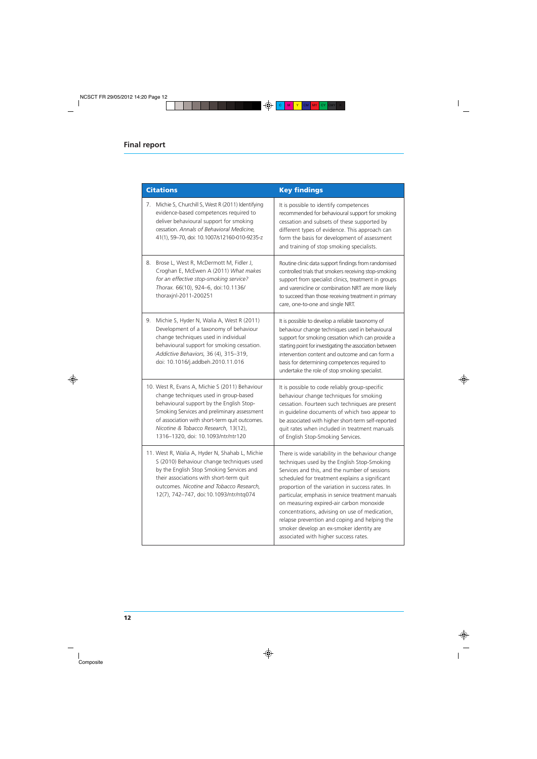## Final report

| Citations | Key findings |
|---|---|
| 7. Michie S, Churchill S, West R (2011) Identifying evidence-based competences required to deliver behavioural support for smoking cessation. *Annals of Behavioral Medicine*, 41(1), 59–70, doi: 10.1007/s12160-010-9235-z | It is possible to identify competences recommended for behavioural support for smoking cessation and subsets of these supported by different types of evidence. This approach can form the basis for development of assessment and training of stop smoking specialists. |
| 8. Brose L, West R, McDermott M, Fidler J, Croghan E, McEwen A (2011) *What makes for an effective stop-smoking service? Thorax.* 66(10), 924–6, doi:10.1136/thoraxjnl-2011-200251 | Routine clinic data support findings from randomised controlled trials that smokers receiving stop-smoking support from specialist clinics, treatment in groups and varenicline or combination NRT are more likely to succeed than those receiving treatment in primary care, one-to-one and single NRT. |
| 9. Michie S, Hyder N, Walia A, West R (2011) Development of a taxonomy of behaviour change techniques used in individual behavioural support for smoking cessation. *Addictive Behaviors,* 36 (4), 315–319, doi: 10.1016/j.addbeh.2010.11.016 | It is possible to develop a reliable taxonomy of behaviour change techniques used in behavioural support for smoking cessation which can provide a starting point for investigating the association between intervention content and outcome and can form a basis for determining competences required to undertake the role of stop smoking specialist. |
| 10. West R, Evans A, Michie S (2011) Behaviour change techniques used in group-based behavioural support by the English Stop-Smoking Services and preliminary assessment of association with short-term quit outcomes. *Nicotine & Tobacco Research,* 13(12), 1316–1320, doi: 10.1093/ntr/ntr120 | It is possible to code reliably group-specific behaviour change techniques for smoking cessation. Fourteen such techniques are present in guideline documents of which two appear to be associated with higher short-term self-reported quit rates when included in treatment manuals of English Stop-Smoking Services. |
| 11. West R, Walia A, Hyder N, Shahab L, Michie S (2010) Behaviour change techniques used by the English Stop Smoking Services and their associations with short-term quit outcomes. *Nicotine and Tobacco Research,* 12(7), 742–747, doi:10.1093/ntr/ntq074 | There is wide variability in the behaviour change techniques used by the English Stop-Smoking Services and this, and the number of sessions scheduled for treatment explains a significant proportion of the variation in success rates. In particular, emphasis in service treatment manuals on measuring expired-air carbon monoxide concentrations, advising on use of medication, relapse prevention and coping and helping the smoker develop an ex-smoker identity are associated with higher success rates. |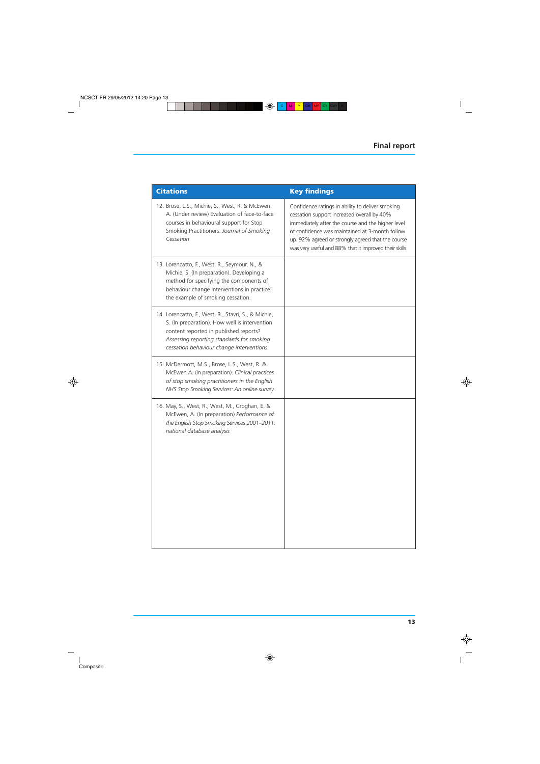| Citations | Key findings |
| --- | --- |
| 12. Brose, L.S., Michie, S., West, R. & McEwen, A. (Under review) Evaluation of face-to-face courses in behavioural support for Stop Smoking Practitioners. *Journal of Smoking Cessation* | Confidence ratings in ability to deliver smoking cessation support increased overall by 40% immediately after the course and the higher level of confidence was maintained at 3-month follow up. 92% agreed or strongly agreed that the course was very useful and 88% that it improved their skills. |
| 13. Lorencatto, F., West, R., Seymour, N., & Michie, S. (In preparation). Developing a method for specifying the components of behaviour change interventions in practice: the example of smoking cessation. | |
| 14. Lorencatto, F., West, R., Stavri, S., & Michie, S. (In preparation). How well is intervention content reported in published reports? *Assessing reporting standards for smoking cessation behaviour change interventions.* | |
| 15. McDermott, M.S., Brose, L.S., West, R. & McEwen A. (In preparation). *Clinical practices of stop smoking practitioners in the English NHS Stop Smoking Services: An online survey* | |
| 16. May, S., West, R., West, M., Croghan, E. & McEwen, A. (In preparation) *Performance of the English Stop Smoking Services 2001–2011: national database analysis* | |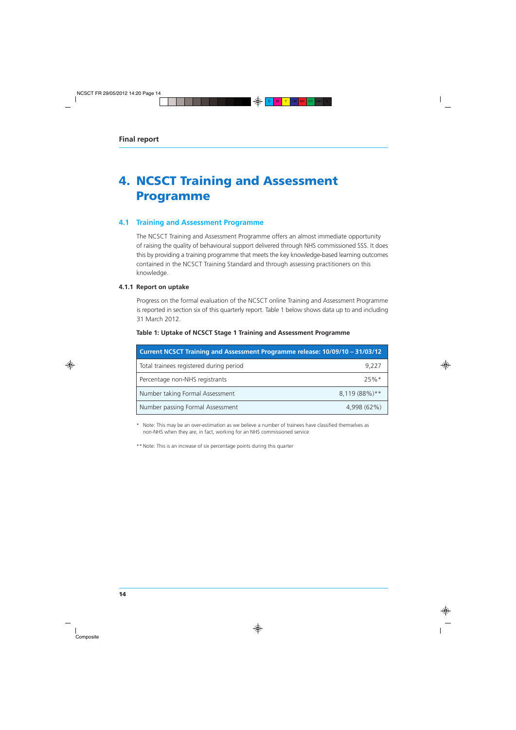# 4. NCSCT Training and Assessment Programme

## 4.1 Training and Assessment Programme

The NCSCT Training and Assessment Programme offers an almost immediate opportunity of raising the quality of behavioural support delivered through NHS commissioned SSS. It does this by providing a training programme that meets the key knowledge-based learning outcomes contained in the NCSCT Training Standard and through assessing practitioners on this knowledge.

### 4.1.1 Report on uptake

Progress on the formal evaluation of the NCSCT online Training and Assessment Programme is reported in section six of this quarterly report. Table 1 below shows data up to and including 31 March 2012.

**Table 1: Uptake of NCSCT Stage 1 Training and Assessment Programme**

| Current NCSCT Training and Assessment Programme release: 10/09/10 – 31/03/12 | |
|---|---|
| Total trainees registered during period | 9,227 |
| Percentage non-NHS registrants | 25%* |
| Number taking Formal Assessment | 8,119 (88%)** |
| Number passing Formal Assessment | 4,998 (62%) |

\* Note: This may be an over-estimation as we believe a number of trainees have classified themselves as non-NHS when they are, in fact, working for an NHS commissioned service

** Note: This is an increase of six percentage points during this quarter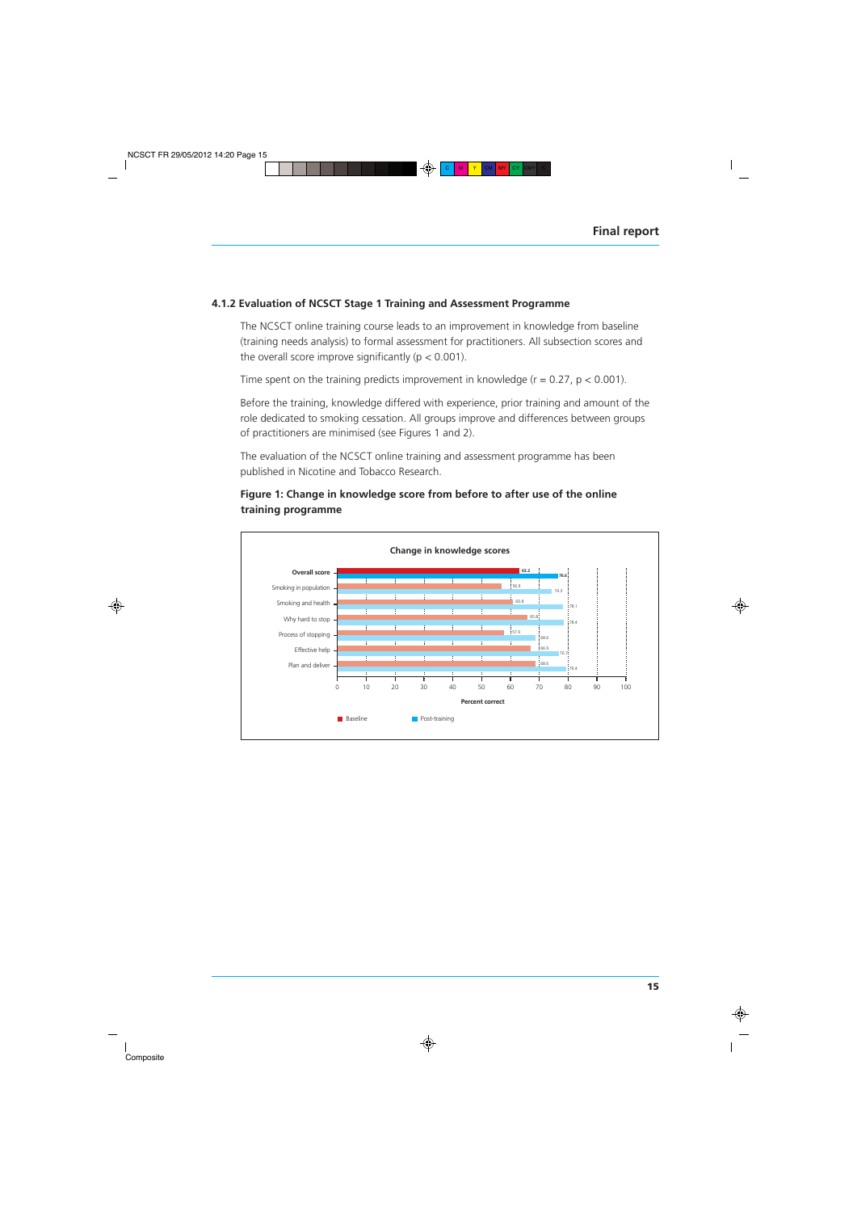### 4.1.2 Evaluation of NCSCT Stage 1 Training and Assessment Programme

The NCSCT online training course leads to an improvement in knowledge from baseline (training needs analysis) to formal assessment for practitioners. All subsection scores and the overall score improve significantly ($p < 0.001$).

Time spent on the training predicts improvement in knowledge ($r = 0.27$, $p < 0.001$).

Before the training, knowledge differed with experience, prior training and amount of the role dedicated to smoking cessation. All groups improve and differences between groups of practitioners are minimised (see Figures 1 and 2).

The evaluation of the NCSCT online training and assessment programme has been published in Nicotine and Tobacco Research.

**Figure 1: Change in knowledge score from before to after use of the online training programme**

Change in knowledge scores

| | Baseline | Post-training |
|---|---|---|
| Overall score | 63.2 | 76.6 |
| Smoking in population | 56.9 | 74.3 |
| Smoking and health | 60.8 | 78.1 |
| Why hard to stop | 65.8 | 78.4 |
| Process of stopping | 57.9 | 69.0 |
| Effective help | 66.9 | 76.7 |
| Plan and deliver | 69.0 | 79.4 |

Percent correct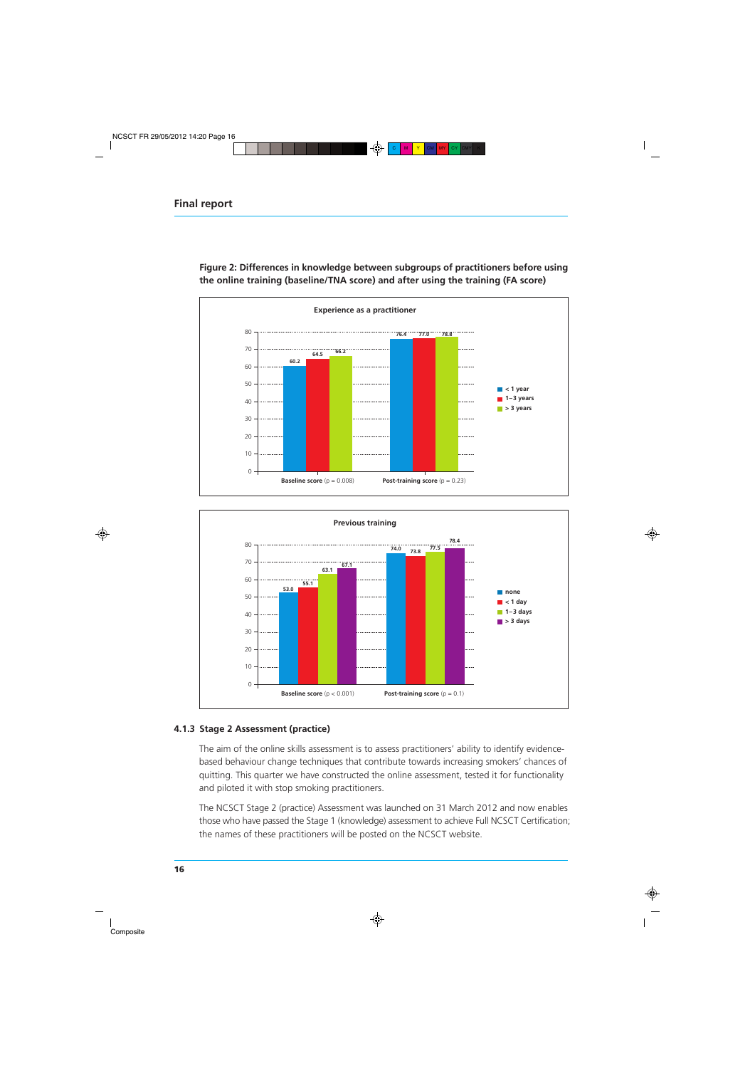**Figure 2: Differences in knowledge between subgroups of practitioners before using the online training (baseline/TNA score) and after using the training (FA score)**

**Experience as a practitioner**

| | < 1 year | 1–3 years | > 3 years |
|---|---|---|---|
| Baseline score ($p = 0.008$) | 60.2 | 64.5 | 66.2 |
| Post-training score ($p = 0.23$) | 76.4 | 77.0 | 78.8 |

**Previous training**

| | none | < 1 day | 1–3 days | > 3 days |
|---|---|---|---|---|
| Baseline score ($p < 0.001$) | 53.0 | 55.1 | 63.1 | 67.1 |
| Post-training score ($p = 0.1$) | 74.0 | 73.8 | 77.5 | 78.4 |

### 4.1.3 Stage 2 Assessment (practice)

The aim of the online skills assessment is to assess practitioners' ability to identify evidence-based behaviour change techniques that contribute towards increasing smokers' chances of quitting. This quarter we have constructed the online assessment, tested it for functionality and piloted it with stop smoking practitioners.

The NCSCT Stage 2 (practice) Assessment was launched on 31 March 2012 and now enables those who have passed the Stage 1 (knowledge) assessment to achieve Full NCSCT Certification; the names of these practitioners will be posted on the NCSCT website.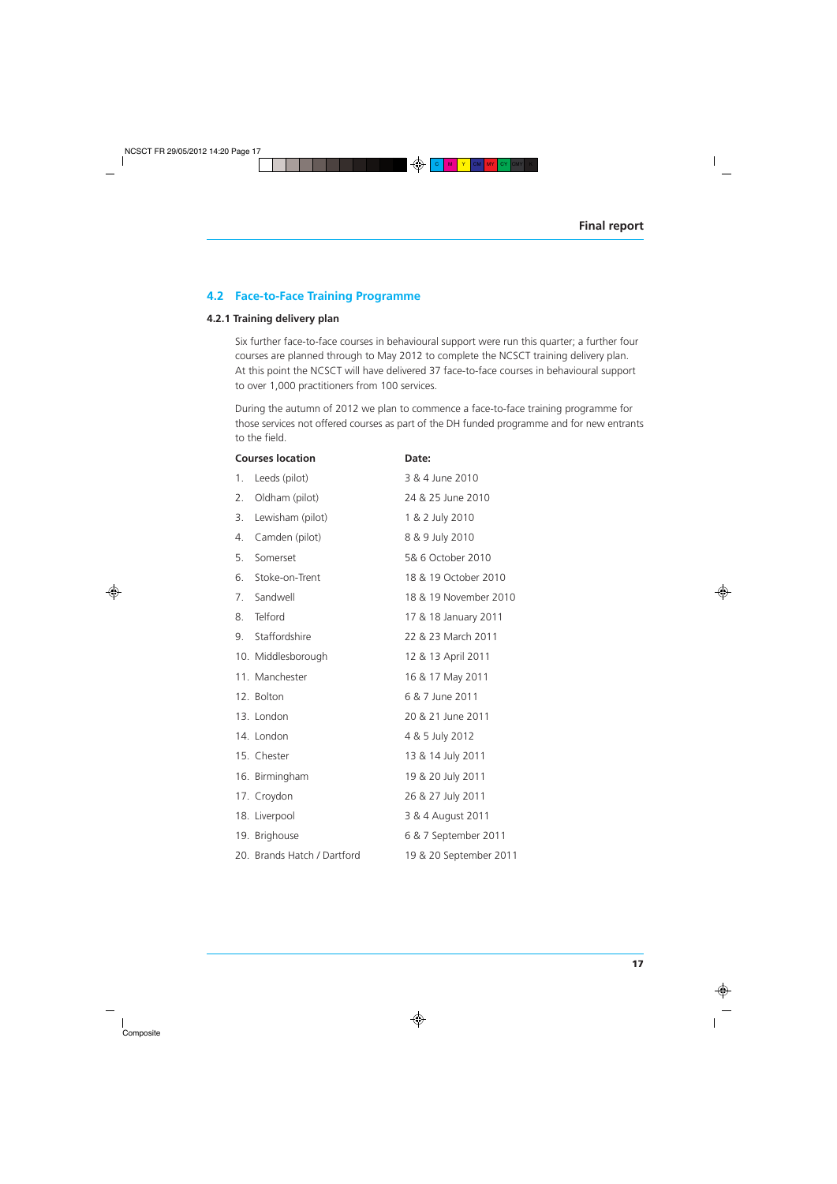## 4.2 Face-to-Face Training Programme

### 4.2.1 Training delivery plan

Six further face-to-face courses in behavioural support were run this quarter; a further four courses are planned through to May 2012 to complete the NCSCT training delivery plan. At this point the NCSCT will have delivered 37 face-to-face courses in behavioural support to over 1,000 practitioners from 100 services.

During the autumn of 2012 we plan to commence a face-to-face training programme for those services not offered courses as part of the DH funded programme and for new entrants to the field.

| Courses location | Date: |
|---|---|
| 1. Leeds (pilot) | 3 & 4 June 2010 |
| 2. Oldham (pilot) | 24 & 25 June 2010 |
| 3. Lewisham (pilot) | 1 & 2 July 2010 |
| 4. Camden (pilot) | 8 & 9 July 2010 |
| 5. Somerset | 5& 6 October 2010 |
| 6. Stoke-on-Trent | 18 & 19 October 2010 |
| 7. Sandwell | 18 & 19 November 2010 |
| 8. Telford | 17 & 18 January 2011 |
| 9. Staffordshire | 22 & 23 March 2011 |
| 10. Middlesborough | 12 & 13 April 2011 |
| 11. Manchester | 16 & 17 May 2011 |
| 12. Bolton | 6 & 7 June 2011 |
| 13. London | 20 & 21 June 2011 |
| 14. London | 4 & 5 July 2012 |
| 15. Chester | 13 & 14 July 2011 |
| 16. Birmingham | 19 & 20 July 2011 |
| 17. Croydon | 26 & 27 July 2011 |
| 18. Liverpool | 3 & 4 August 2011 |
| 19. Brighouse | 6 & 7 September 2011 |
| 20. Brands Hatch / Dartford | 19 & 20 September 2011 |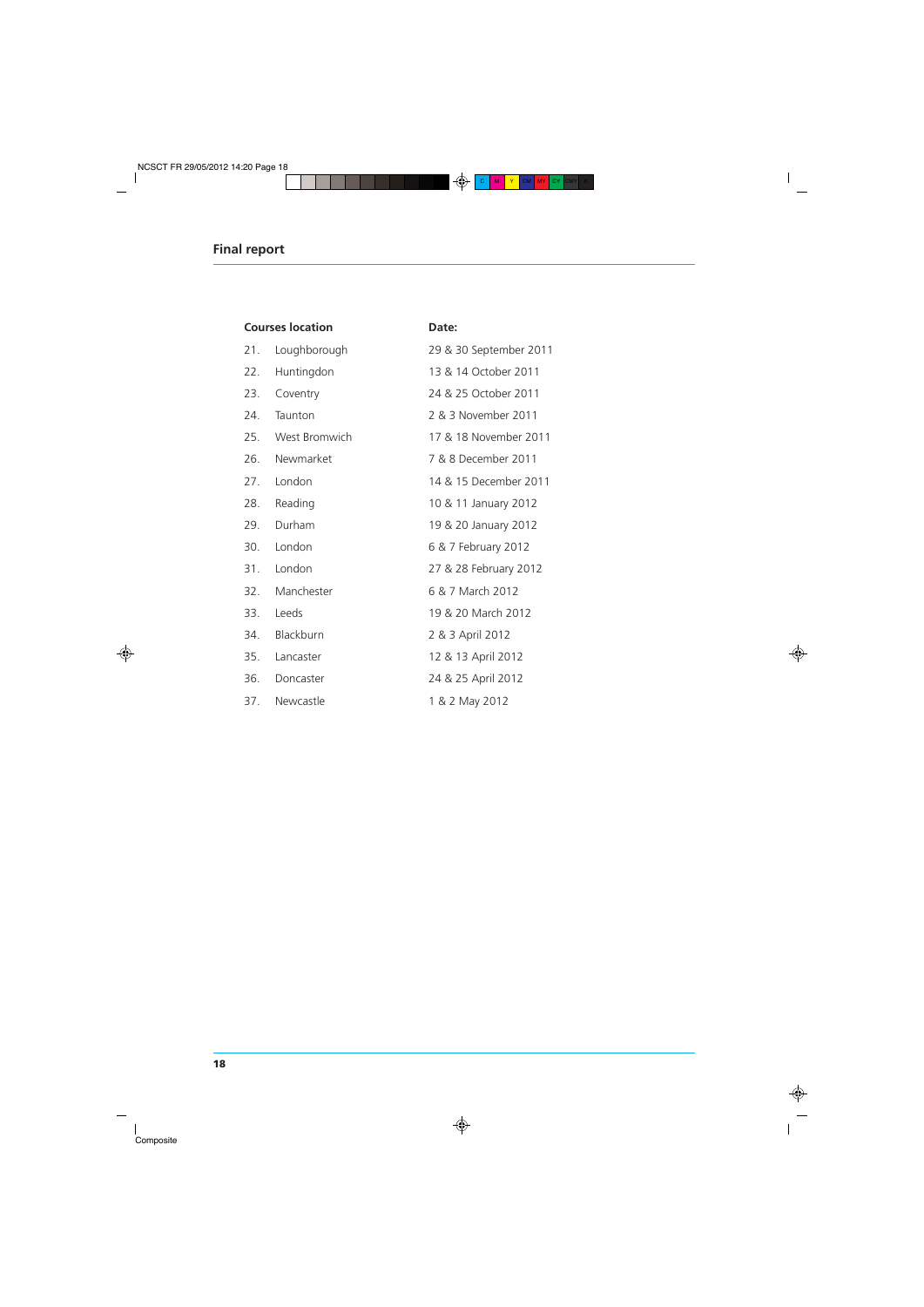| Courses location | Date: |
|---|---|
| 21. Loughborough | 29 & 30 September 2011 |
| 22. Huntingdon | 13 & 14 October 2011 |
| 23. Coventry | 24 & 25 October 2011 |
| 24. Taunton | 2 & 3 November 2011 |
| 25. West Bromwich | 17 & 18 November 2011 |
| 26. Newmarket | 7 & 8 December 2011 |
| 27. London | 14 & 15 December 2011 |
| 28. Reading | 10 & 11 January 2012 |
| 29. Durham | 19 & 20 January 2012 |
| 30. London | 6 & 7 February 2012 |
| 31. London | 27 & 28 February 2012 |
| 32. Manchester | 6 & 7 March 2012 |
| 33. Leeds | 19 & 20 March 2012 |
| 34. Blackburn | 2 & 3 April 2012 |
| 35. Lancaster | 12 & 13 April 2012 |
| 36. Doncaster | 24 & 25 April 2012 |
| 37. Newcastle | 1 & 2 May 2012 |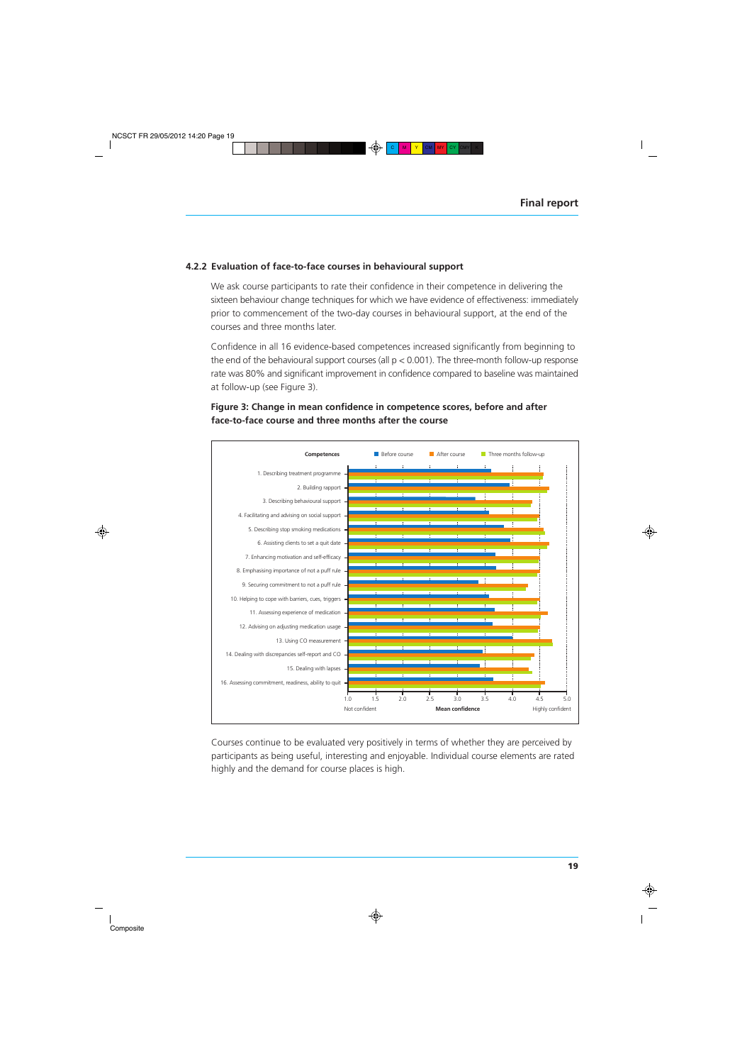## 4.2.2 Evaluation of face-to-face courses in behavioural support

We ask course participants to rate their confidence in their competence in delivering the sixteen behaviour change techniques for which we have evidence of effectiveness: immediately prior to commencement of the two-day courses in behavioural support, at the end of the courses and three months later.

Confidence in all 16 evidence-based competences increased significantly from beginning to the end of the behavioural support courses (all $p < 0.001$). The three-month follow-up response rate was 80% and significant improvement in confidence compared to baseline was maintained at follow-up (see Figure 3).

**Figure 3: Change in mean confidence in competence scores, before and after face-to-face course and three months after the course**

Competences — Before course / After course / Three months follow-up

1. Describing treatment programme
2. Building rapport
3. Describing behavioural support
4. Facilitating and advising on social support
5. Describing stop smoking medications
6. Assisting clients to set a quit date
7. Enhancing motivation and self-efficacy
8. Emphasising importance of not a puff rule
9. Securing commitment to not a puff rule
10. Helping to cope with barriers, cues, triggers
11. Assessing experience of medication
12. Advising on adjusting medication usage
13. Using CO measurement
14. Dealing with discrepancies self-report and CO
15. Dealing with lapses
16. Assessing commitment, readiness, ability to quit

Mean confidence: 1.0 (Not confident) – 5.0 (Highly confident)

Courses continue to be evaluated very positively in terms of whether they are perceived by participants as being useful, interesting and enjoyable. Individual course elements are rated highly and the demand for course places is high.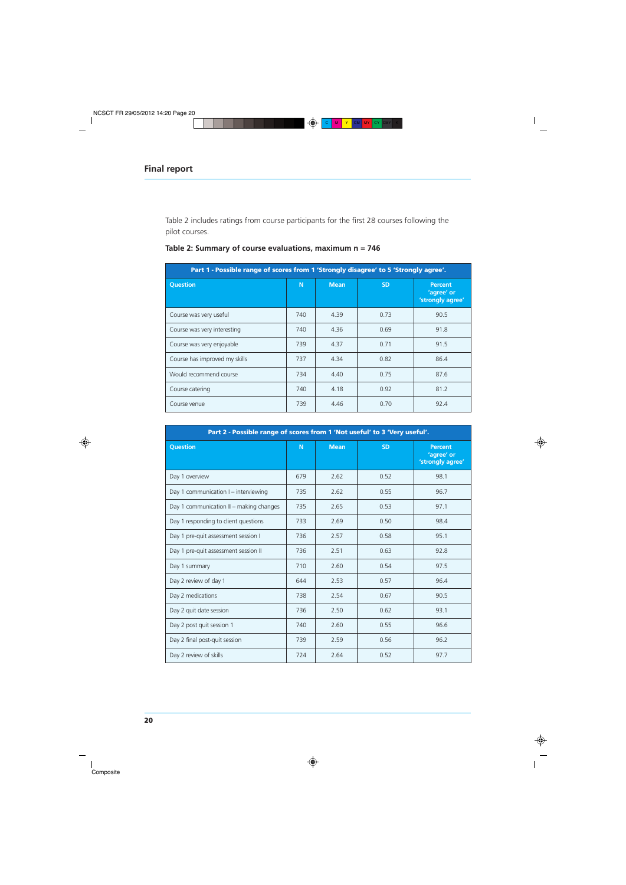## Final report

Table 2 includes ratings from course participants for the first 28 courses following the pilot courses.

**Table 2: Summary of course evaluations, maximum n = 746**

| Part 1 - Possible range of scores from 1 'Strongly disagree' to 5 'Strongly agree'. | | | | |
|---|---|---|---|---|
| **Question** | **N** | **Mean** | **SD** | **Percent 'agree' or 'strongly agree'** |
| Course was very useful | 740 | 4.39 | 0.73 | 90.5 |
| Course was very interesting | 740 | 4.36 | 0.69 | 91.8 |
| Course was very enjoyable | 739 | 4.37 | 0.71 | 91.5 |
| Course has improved my skills | 737 | 4.34 | 0.82 | 86.4 |
| Would recommend course | 734 | 4.40 | 0.75 | 87.6 |
| Course catering | 740 | 4.18 | 0.92 | 81.2 |
| Course venue | 739 | 4.46 | 0.70 | 92.4 |

| Part 2 - Possible range of scores from 1 'Not useful' to 3 'Very useful'. | | | | |
|---|---|---|---|---|
| **Question** | **N** | **Mean** | **SD** | **Percent 'agree' or 'strongly agree'** |
| Day 1 overview | 679 | 2.62 | 0.52 | 98.1 |
| Day 1 communication I – interviewing | 735 | 2.62 | 0.55 | 96.7 |
| Day 1 communication II – making changes | 735 | 2.65 | 0.53 | 97.1 |
| Day 1 responding to client questions | 733 | 2.69 | 0.50 | 98.4 |
| Day 1 pre-quit assessment session I | 736 | 2.57 | 0.58 | 95.1 |
| Day 1 pre-quit assessment session II | 736 | 2.51 | 0.63 | 92.8 |
| Day 1 summary | 710 | 2.60 | 0.54 | 97.5 |
| Day 2 review of day 1 | 644 | 2.53 | 0.57 | 96.4 |
| Day 2 medications | 738 | 2.54 | 0.67 | 90.5 |
| Day 2 quit date session | 736 | 2.50 | 0.62 | 93.1 |
| Day 2 post quit session 1 | 740 | 2.60 | 0.55 | 96.6 |
| Day 2 final post-quit session | 739 | 2.59 | 0.56 | 96.2 |
| Day 2 review of skills | 724 | 2.64 | 0.52 | 97.7 |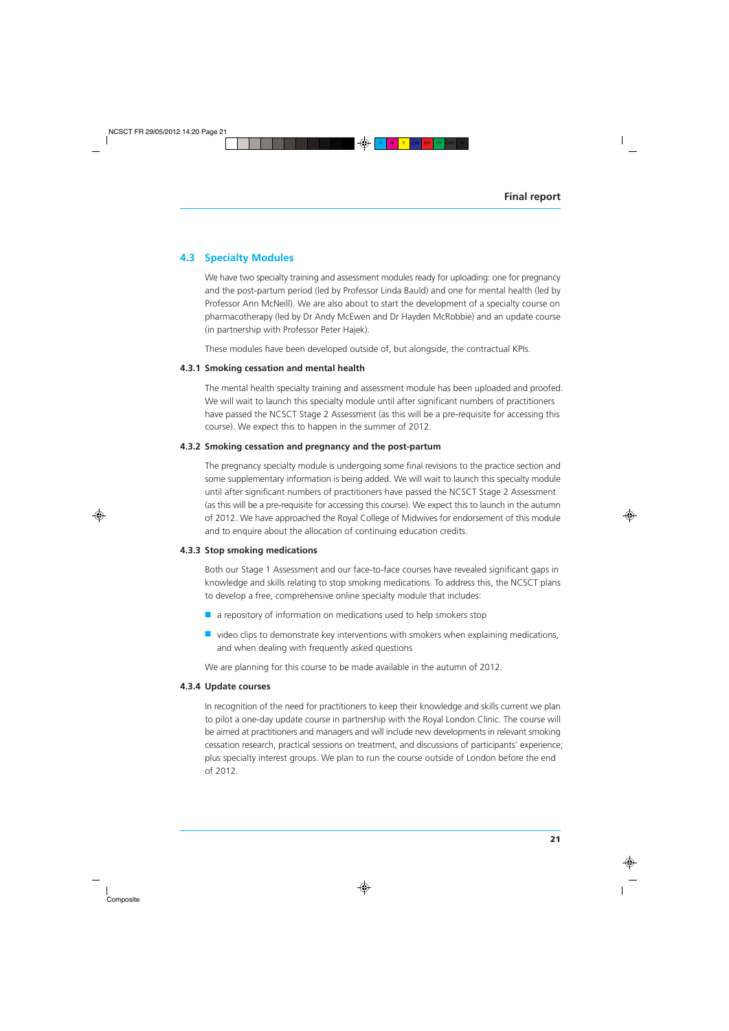## 4.3 Specialty Modules

We have two specialty training and assessment modules ready for uploading: one for pregnancy and the post-partum period (led by Professor Linda Bauld) and one for mental health (led by Professor Ann McNeill). We are also about to start the development of a specialty course on pharmacotherapy (led by Dr Andy McEwen and Dr Hayden McRobbie) and an update course (in partnership with Professor Peter Hajek).

These modules have been developed outside of, but alongside, the contractual KPIs.

### 4.3.1 Smoking cessation and mental health

The mental health specialty training and assessment module has been uploaded and proofed. We will wait to launch this specialty module until after significant numbers of practitioners have passed the NCSCT Stage 2 Assessment (as this will be a pre-requisite for accessing this course). We expect this to happen in the summer of 2012.

### 4.3.2 Smoking cessation and pregnancy and the post-partum

The pregnancy specialty module is undergoing some final revisions to the practice section and some supplementary information is being added. We will wait to launch this specialty module until after significant numbers of practitioners have passed the NCSCT Stage 2 Assessment (as this will be a pre-requisite for accessing this course). We expect this to launch in the autumn of 2012. We have approached the Royal College of Midwives for endorsement of this module and to enquire about the allocation of continuing education credits.

### 4.3.3 Stop smoking medications

Both our Stage 1 Assessment and our face-to-face courses have revealed significant gaps in knowledge and skills relating to stop smoking medications. To address this, the NCSCT plans to develop a free, comprehensive online specialty module that includes:

- a repository of information on medications used to help smokers stop
- video clips to demonstrate key interventions with smokers when explaining medications, and when dealing with frequently asked questions

We are planning for this course to be made available in the autumn of 2012.

### 4.3.4 Update courses

In recognition of the need for practitioners to keep their knowledge and skills current we plan to pilot a one-day update course in partnership with the Royal London Clinic. The course will be aimed at practitioners and managers and will include new developments in relevant smoking cessation research, practical sessions on treatment, and discussions of participants' experience; plus specialty interest groups. We plan to run the course outside of London before the end of 2012.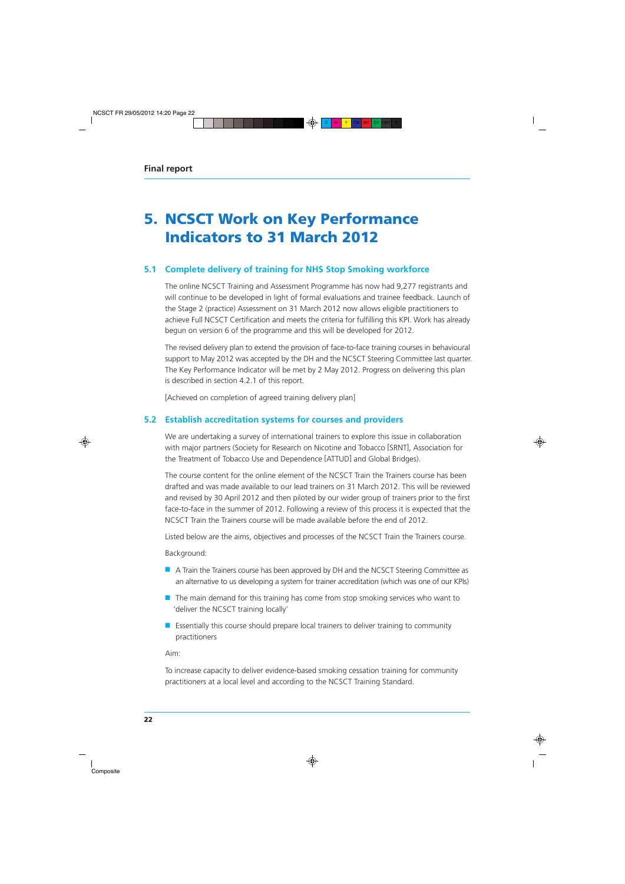# 5. NCSCT Work on Key Performance Indicators to 31 March 2012

## 5.1 Complete delivery of training for NHS Stop Smoking workforce

The online NCSCT Training and Assessment Programme has now had 9,277 registrants and will continue to be developed in light of formal evaluations and trainee feedback. Launch of the Stage 2 (practice) Assessment on 31 March 2012 now allows eligible practitioners to achieve Full NCSCT Certification and meets the criteria for fulfilling this KPI. Work has already begun on version 6 of the programme and this will be developed for 2012.

The revised delivery plan to extend the provision of face-to-face training courses in behavioural support to May 2012 was accepted by the DH and the NCSCT Steering Committee last quarter. The Key Performance Indicator will be met by 2 May 2012. Progress on delivering this plan is described in section 4.2.1 of this report.

[Achieved on completion of agreed training delivery plan]

## 5.2 Establish accreditation systems for courses and providers

We are undertaking a survey of international trainers to explore this issue in collaboration with major partners (Society for Research on Nicotine and Tobacco [SRNT], Association for the Treatment of Tobacco Use and Dependence [ATTUD] and Global Bridges).

The course content for the online element of the NCSCT Train the Trainers course has been drafted and was made available to our lead trainers on 31 March 2012. This will be reviewed and revised by 30 April 2012 and then piloted by our wider group of trainers prior to the first face-to-face in the summer of 2012. Following a review of this process it is expected that the NCSCT Train the Trainers course will be made available before the end of 2012.

Listed below are the aims, objectives and processes of the NCSCT Train the Trainers course.

Background:

- A Train the Trainers course has been approved by DH and the NCSCT Steering Committee as an alternative to us developing a system for trainer accreditation (which was one of our KPIs)
- The main demand for this training has come from stop smoking services who want to 'deliver the NCSCT training locally'
- Essentially this course should prepare local trainers to deliver training to community practitioners

Aim:

To increase capacity to deliver evidence-based smoking cessation training for community practitioners at a local level and according to the NCSCT Training Standard.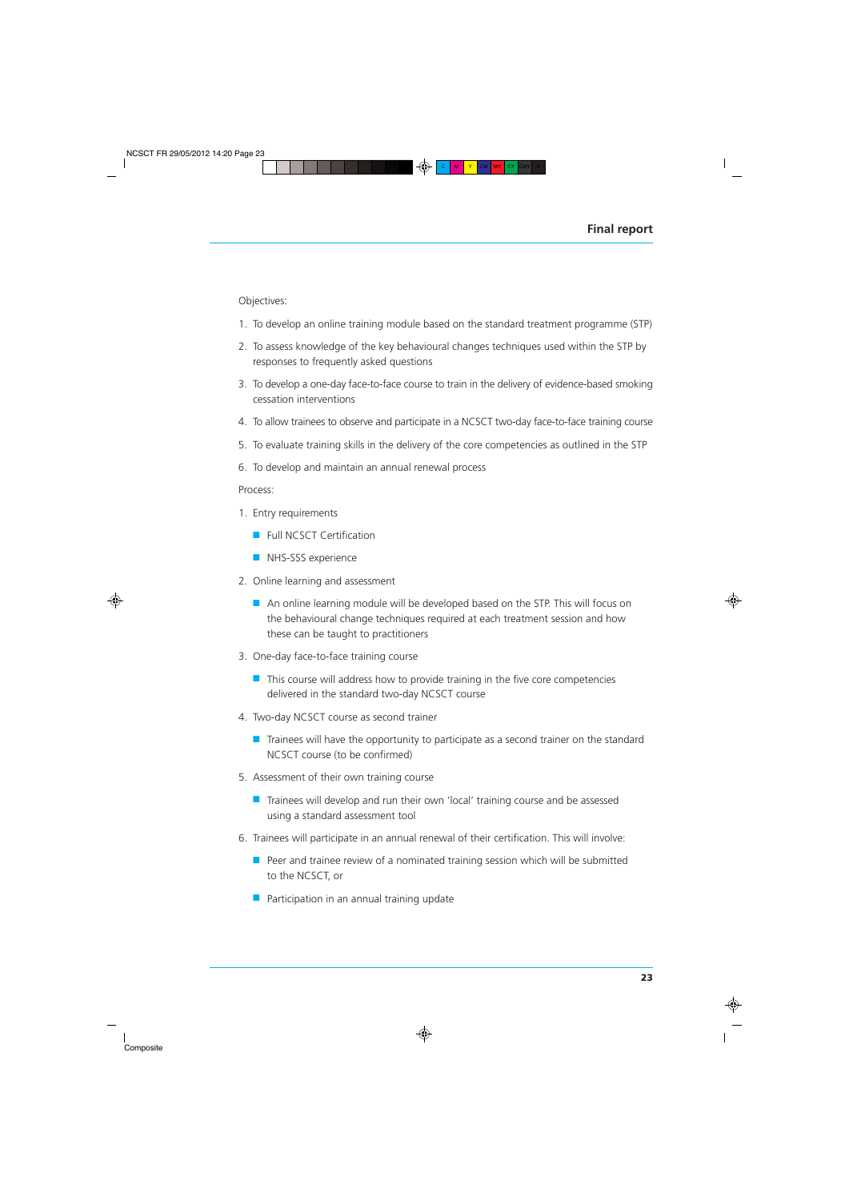Objectives:

1. To develop an online training module based on the standard treatment programme (STP)
2. To assess knowledge of the key behavioural changes techniques used within the STP by responses to frequently asked questions
3. To develop a one-day face-to-face course to train in the delivery of evidence-based smoking cessation interventions
4. To allow trainees to observe and participate in a NCSCT two-day face-to-face training course
5. To evaluate training skills in the delivery of the core competencies as outlined in the STP
6. To develop and maintain an annual renewal process

Process:

1. Entry requirements
   - Full NCSCT Certification
   - NHS-SSS experience
2. Online learning and assessment
   - An online learning module will be developed based on the STP. This will focus on the behavioural change techniques required at each treatment session and how these can be taught to practitioners
3. One-day face-to-face training course
   - This course will address how to provide training in the five core competencies delivered in the standard two-day NCSCT course
4. Two-day NCSCT course as second trainer
   - Trainees will have the opportunity to participate as a second trainer on the standard NCSCT course (to be confirmed)
5. Assessment of their own training course
   - Trainees will develop and run their own 'local' training course and be assessed using a standard assessment tool
6. Trainees will participate in an annual renewal of their certification. This will involve:
   - Peer and trainee review of a nominated training session which will be submitted to the NCSCT, or
   - Participation in an annual training update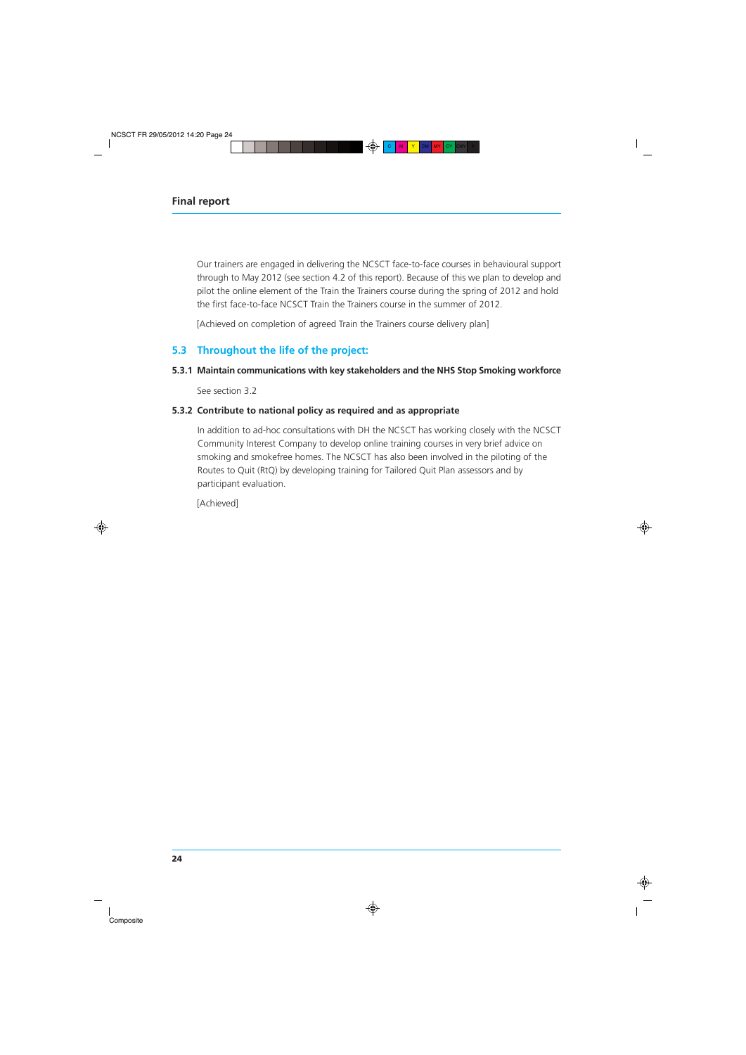Our trainers are engaged in delivering the NCSCT face-to-face courses in behavioural support through to May 2012 (see section 4.2 of this report). Because of this we plan to develop and pilot the online element of the Train the Trainers course during the spring of 2012 and hold the first face-to-face NCSCT Train the Trainers course in the summer of 2012.

[Achieved on completion of agreed Train the Trainers course delivery plan]

## 5.3 Throughout the life of the project:

### 5.3.1 Maintain communications with key stakeholders and the NHS Stop Smoking workforce

See section 3.2

### 5.3.2 Contribute to national policy as required and as appropriate

In addition to ad-hoc consultations with DH the NCSCT has working closely with the NCSCT Community Interest Company to develop online training courses in very brief advice on smoking and smokefree homes. The NCSCT has also been involved in the piloting of the Routes to Quit (RtQ) by developing training for Tailored Quit Plan assessors and by participant evaluation.

[Achieved]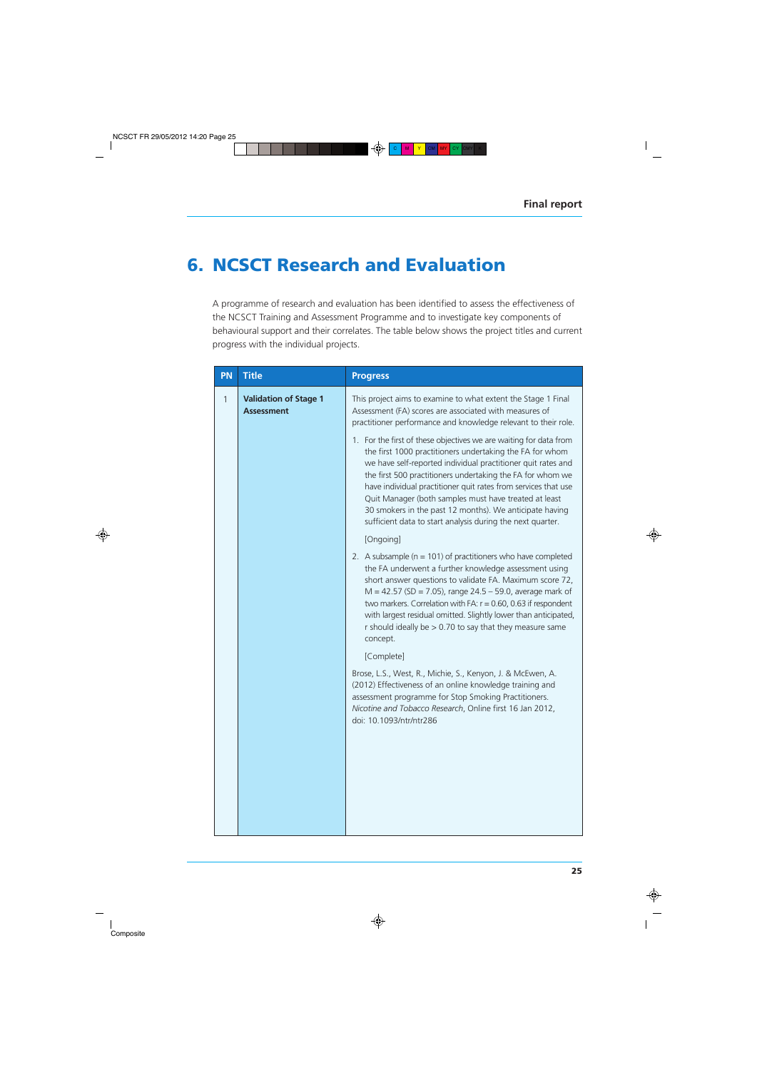# 6. NCSCT Research and Evaluation

A programme of research and evaluation has been identified to assess the effectiveness of the NCSCT Training and Assessment Programme and to investigate key components of behavioural support and their correlates. The table below shows the project titles and current progress with the individual projects.

| PN | Title | Progress |
|---|---|---|
| 1 | **Validation of Stage 1 Assessment** | This project aims to examine to what extent the Stage 1 Final Assessment (FA) scores are associated with measures of practitioner performance and knowledge relevant to their role.<br><br>1. For the first of these objectives we are waiting for data from the first 1000 practitioners undertaking the FA for whom we have self-reported individual practitioner quit rates and the first 500 practitioners undertaking the FA for whom we have individual practitioner quit rates from services that use Quit Manager (both samples must have treated at least 30 smokers in the past 12 months). We anticipate having sufficient data to start analysis during the next quarter.<br><br>[Ongoing]<br><br>2. A subsample ($n = 101$) of practitioners who have completed the FA underwent a further knowledge assessment using short answer questions to validate FA. Maximum score 72, $M = 42.57$ ($SD = 7.05$), range 24.5 – 59.0, average mark of two markers. Correlation with FA: $r = 0.60$, 0.63 if respondent with largest residual omitted. Slightly lower than anticipated, r should ideally be $> 0.70$ to say that they measure same concept.<br><br>[Complete]<br><br>Brose, L.S., West, R., Michie, S., Kenyon, J. & McEwen, A. (2012) Effectiveness of an online knowledge training and assessment programme for Stop Smoking Practitioners. *Nicotine and Tobacco Research*, Online first 16 Jan 2012, doi: 10.1093/ntr/ntr286 |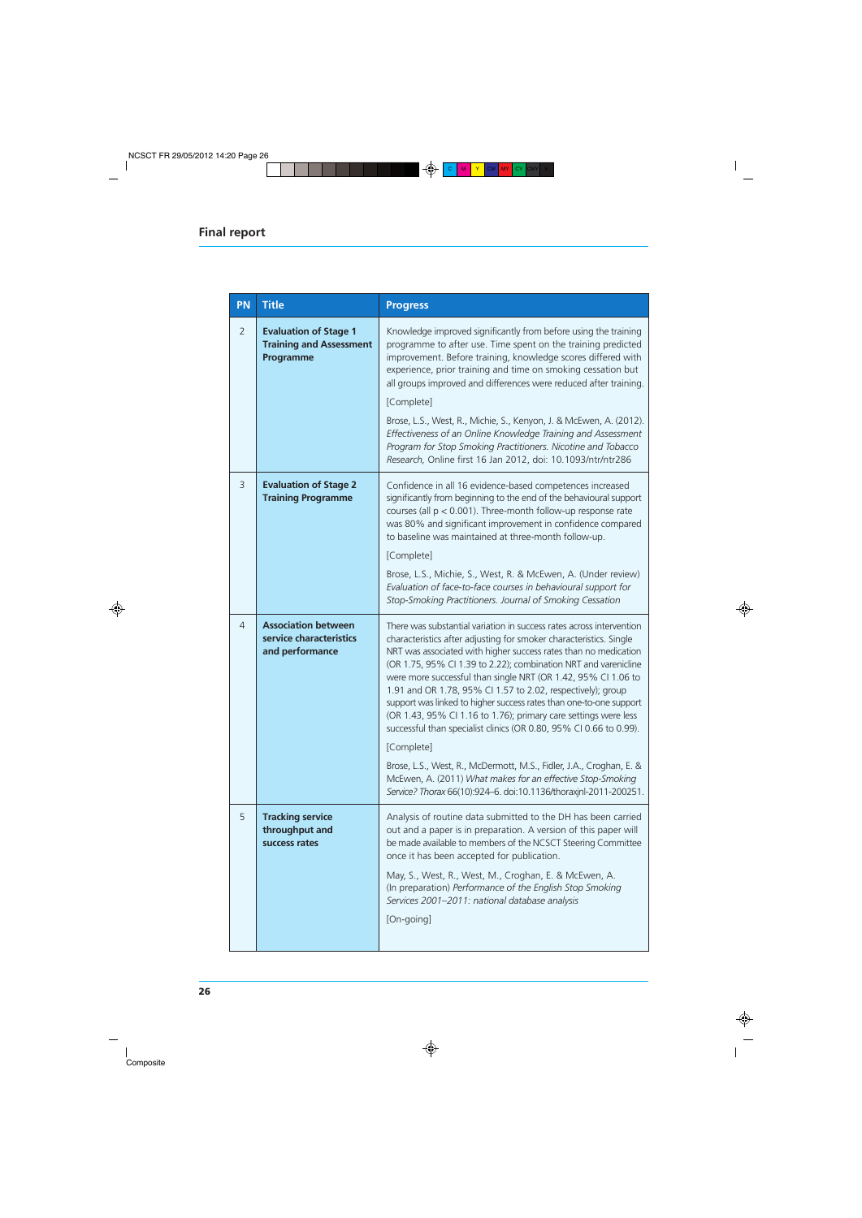| PN | Title | Progress |
|---|---|---|
| 2 | **Evaluation of Stage 1 Training and Assessment Programme** | Knowledge improved significantly from before using the training programme to after use. Time spent on the training predicted improvement. Before training, knowledge scores differed with experience, prior training and time on smoking cessation but all groups improved and differences were reduced after training.<br><br>[Complete]<br><br>Brose, L.S., West, R., Michie, S., Kenyon, J. & McEwen, A. (2012). *Effectiveness of an Online Knowledge Training and Assessment Program for Stop Smoking Practitioners. Nicotine and Tobacco Research*, Online first 16 Jan 2012, doi: 10.1093/ntr/ntr286 |
| 3 | **Evaluation of Stage 2 Training Programme** | Confidence in all 16 evidence-based competences increased significantly from beginning to the end of the behavioural support courses (all $p < 0.001$). Three-month follow-up response rate was 80% and significant improvement in confidence compared to baseline was maintained at three-month follow-up.<br><br>[Complete]<br><br>Brose, L.S., Michie, S., West, R. & McEwen, A. (Under review) *Evaluation of face-to-face courses in behavioural support for Stop-Smoking Practitioners. Journal of Smoking Cessation* |
| 4 | **Association between service characteristics and performance** | There was substantial variation in success rates across intervention characteristics after adjusting for smoker characteristics. Single NRT was associated with higher success rates than no medication (OR 1.75, 95% CI 1.39 to 2.22); combination NRT and varenicline were more successful than single NRT (OR 1.42, 95% CI 1.06 to 1.91 and OR 1.78, 95% CI 1.57 to 2.02, respectively); group support was linked to higher success rates than one-to-one support (OR 1.43, 95% CI 1.16 to 1.76); primary care settings were less successful than specialist clinics (OR 0.80, 95% CI 0.66 to 0.99).<br><br>[Complete]<br><br>Brose, L.S., West, R., McDermott, M.S., Fidler, J.A., Croghan, E. & McEwen, A. (2011) *What makes for an effective Stop-Smoking Service? Thorax* 66(10):924–6. doi:10.1136/thoraxjnl-2011-200251. |
| 5 | **Tracking service throughput and success rates** | Analysis of routine data submitted to the DH has been carried out and a paper is in preparation. A version of this paper will be made available to members of the NCSCT Steering Committee once it has been accepted for publication.<br><br>May, S., West, R., West, M., Croghan, E. & McEwen, A. (In preparation) *Performance of the English Stop Smoking Services 2001–2011: national database analysis*<br><br>[On-going] |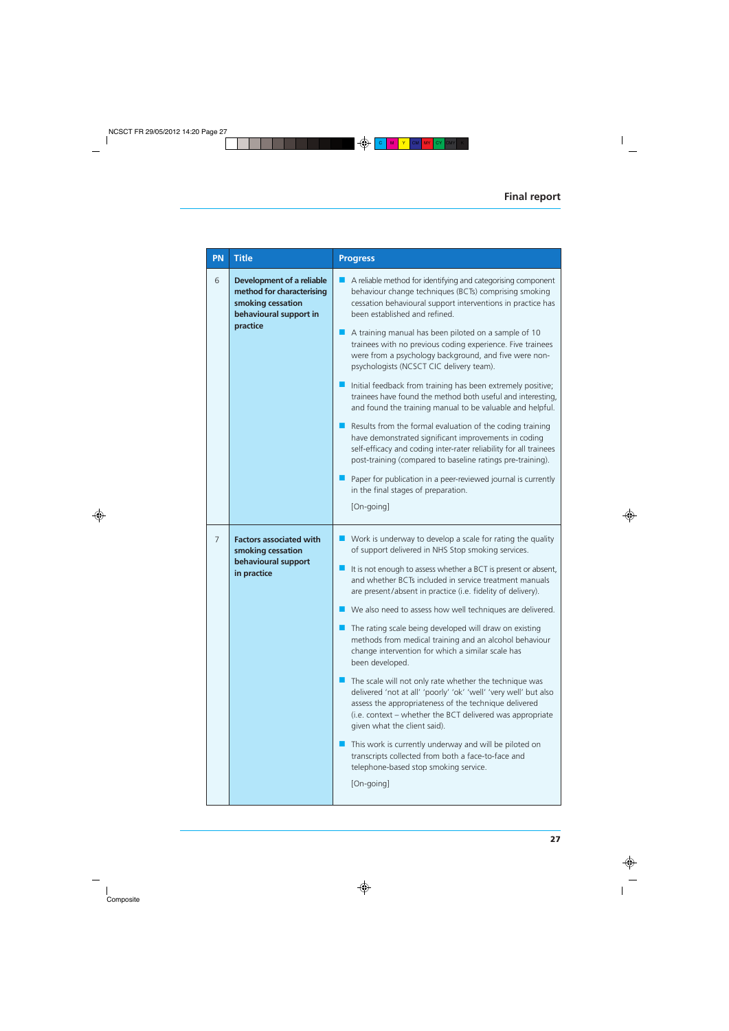| PN | Title | Progress |
| --- | --- | --- |
| 6 | **Development of a reliable method for characterising smoking cessation behavioural support in practice** | ■ A reliable method for identifying and categorising component behaviour change techniques (BCTs) comprising smoking cessation behavioural support interventions in practice has been established and refined. <br> ■ A training manual has been piloted on a sample of 10 trainees with no previous coding experience. Five trainees were from a psychology background, and five were non-psychologists (NCSCT CIC delivery team). <br> ■ Initial feedback from training has been extremely positive; trainees have found the method both useful and interesting, and found the training manual to be valuable and helpful. <br> ■ Results from the formal evaluation of the coding training have demonstrated significant improvements in coding self-efficacy and coding inter-rater reliability for all trainees post-training (compared to baseline ratings pre-training). <br> ■ Paper for publication in a peer-reviewed journal is currently in the final stages of preparation. <br> [On-going] |
| 7 | **Factors associated with smoking cessation behavioural support in practice** | ■ Work is underway to develop a scale for rating the quality of support delivered in NHS Stop smoking services. <br> ■ It is not enough to assess whether a BCT is present or absent, and whether BCTs included in service treatment manuals are present/absent in practice (i.e. fidelity of delivery). <br> ■ We also need to assess how well techniques are delivered. <br> ■ The rating scale being developed will draw on existing methods from medical training and an alcohol behaviour change intervention for which a similar scale has been developed. <br> ■ The scale will not only rate whether the technique was delivered 'not at all' 'poorly' 'ok' 'well' 'very well' but also assess the appropriateness of the technique delivered (i.e. context – whether the BCT delivered was appropriate given what the client said). <br> ■ This work is currently underway and will be piloted on transcripts collected from both a face-to-face and telephone-based stop smoking service. <br> [On-going] |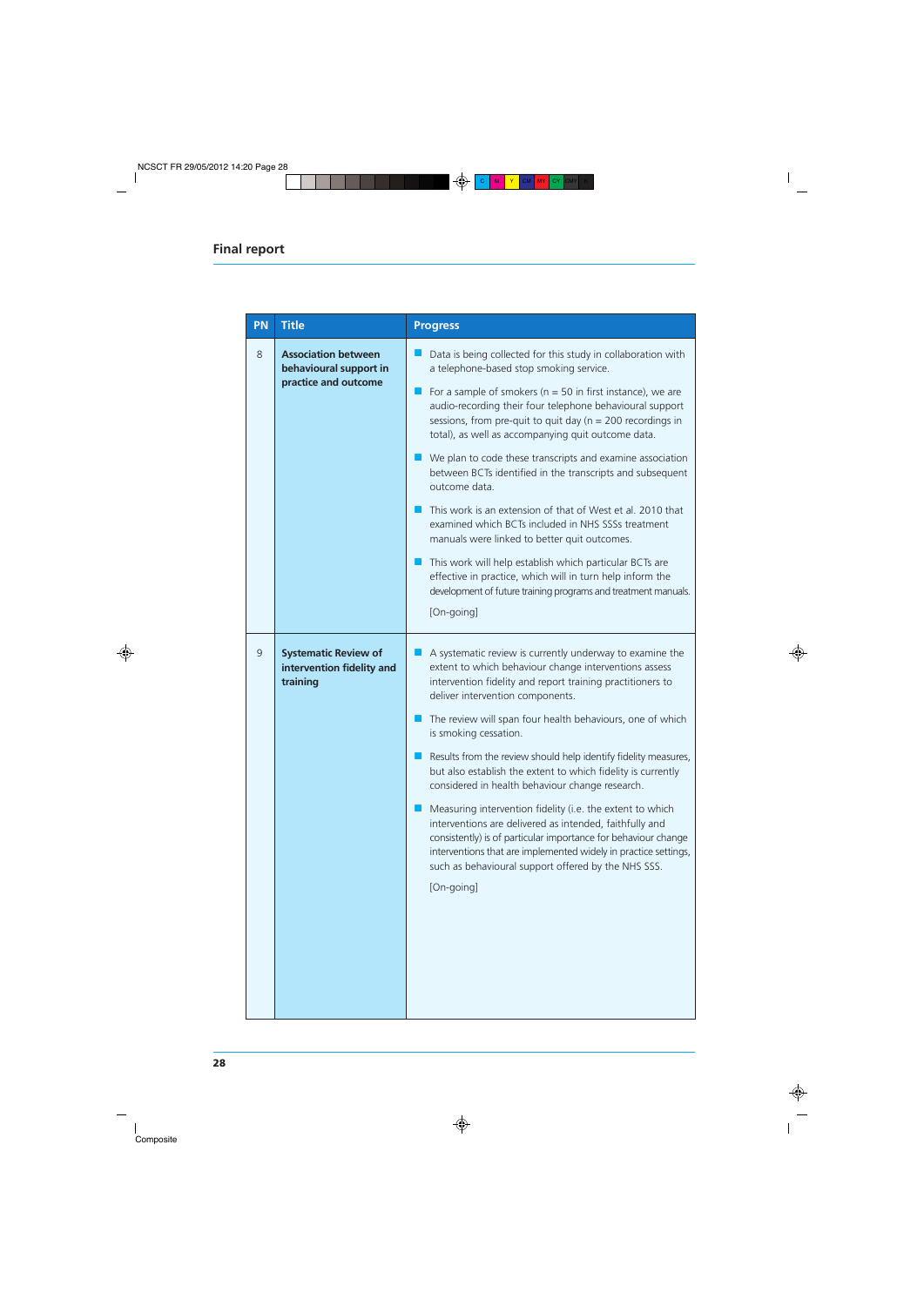| PN | Title | Progress |
|---|---|---|
| 8 | **Association between behavioural support in practice and outcome** | - Data is being collected for this study in collaboration with a telephone-based stop smoking service.<br>- For a sample of smokers (n = 50 in first instance), we are audio-recording their four telephone behavioural support sessions, from pre-quit to quit day (n = 200 recordings in total), as well as accompanying quit outcome data.<br>- We plan to code these transcripts and examine association between BCTs identified in the transcripts and subsequent outcome data.<br>- This work is an extension of that of West et al. 2010 that examined which BCTs included in NHS SSSs treatment manuals were linked to better quit outcomes.<br>- This work will help establish which particular BCTs are effective in practice, which will in turn help inform the development of future training programs and treatment manuals.<br>[On-going] |
| 9 | **Systematic Review of intervention fidelity and training** | - A systematic review is currently underway to examine the extent to which behaviour change interventions assess intervention fidelity and report training practitioners to deliver intervention components.<br>- The review will span four health behaviours, one of which is smoking cessation.<br>- Results from the review should help identify fidelity measures, but also establish the extent to which fidelity is currently considered in health behaviour change research.<br>- Measuring intervention fidelity (i.e. the extent to which interventions are delivered as intended, faithfully and consistently) is of particular importance for behaviour change interventions that are implemented widely in practice settings, such as behavioural support offered by the NHS SSS.<br>[On-going] |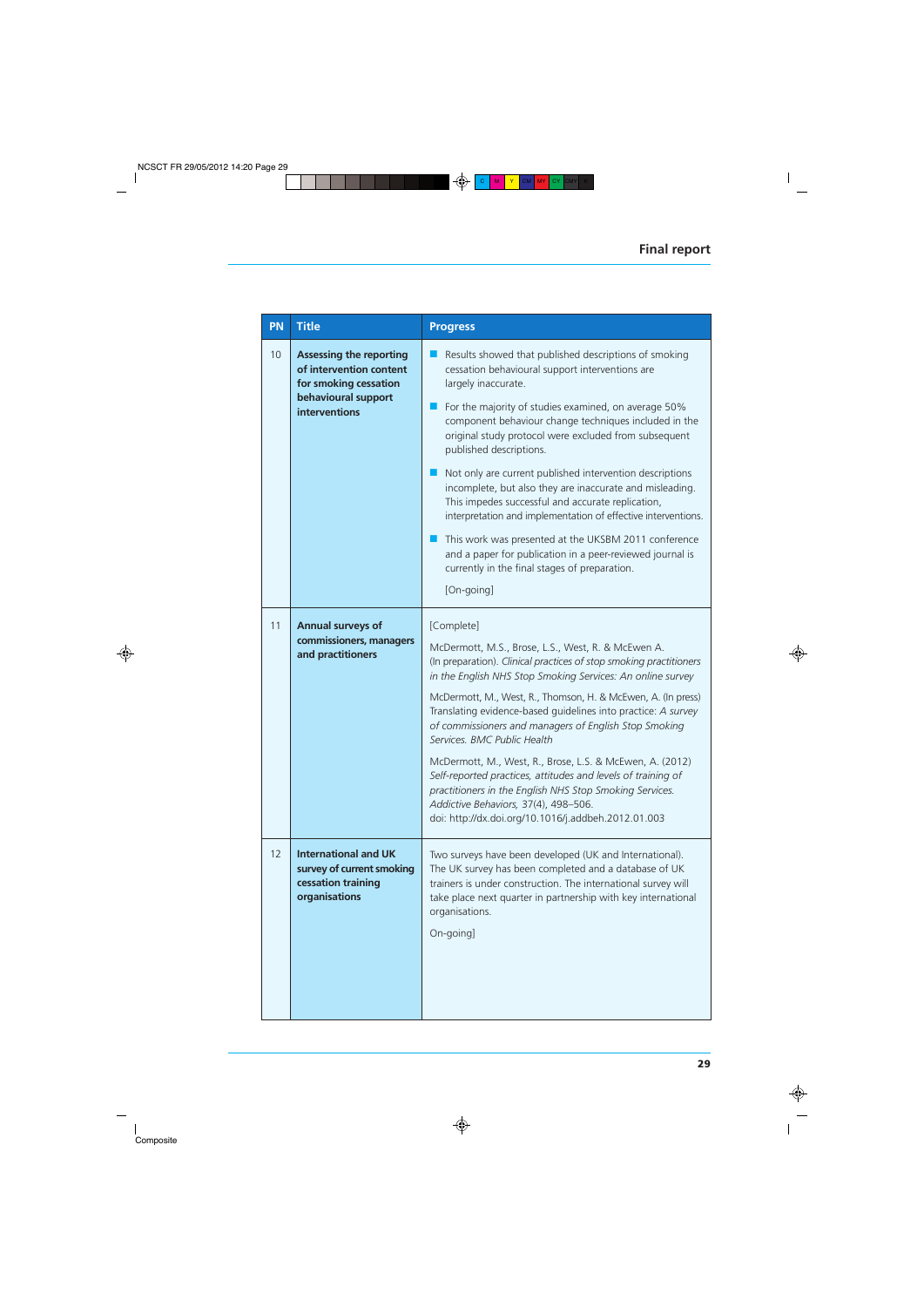| PN | Title | Progress |
|---|---|---|
| 10 | **Assessing the reporting of intervention content for smoking cessation behavioural support interventions** | ■ Results showed that published descriptions of smoking cessation behavioural support interventions are largely inaccurate.<br>■ For the majority of studies examined, on average 50% component behaviour change techniques included in the original study protocol were excluded from subsequent published descriptions.<br>■ Not only are current published intervention descriptions incomplete, but also they are inaccurate and misleading. This impedes successful and accurate replication, interpretation and implementation of effective interventions.<br>■ This work was presented at the UKSBM 2011 conference and a paper for publication in a peer-reviewed journal is currently in the final stages of preparation.<br>[On-going] |
| 11 | **Annual surveys of commissioners, managers and practitioners** | [Complete]<br>McDermott, M.S., Brose, L.S., West, R. & McEwen A. (In preparation). *Clinical practices of stop smoking practitioners in the English NHS Stop Smoking Services: An online survey*<br>McDermott, M., West, R., Thomson, H. & McEwen, A. (In press) Translating evidence-based guidelines into practice: *A survey of commissioners and managers of English Stop Smoking Services. BMC Public Health*<br>McDermott, M., West, R., Brose, L.S. & McEwen, A. (2012) *Self-reported practices, attitudes and levels of training of practitioners in the English NHS Stop Smoking Services. Addictive Behaviors,* 37(4), 498–506. doi: http://dx.doi.org/10.1016/j.addbeh.2012.01.003 |
| 12 | **International and UK survey of current smoking cessation training organisations** | Two surveys have been developed (UK and International). The UK survey has been completed and a database of UK trainers is under construction. The international survey will take place next quarter in partnership with key international organisations.<br>On-going] |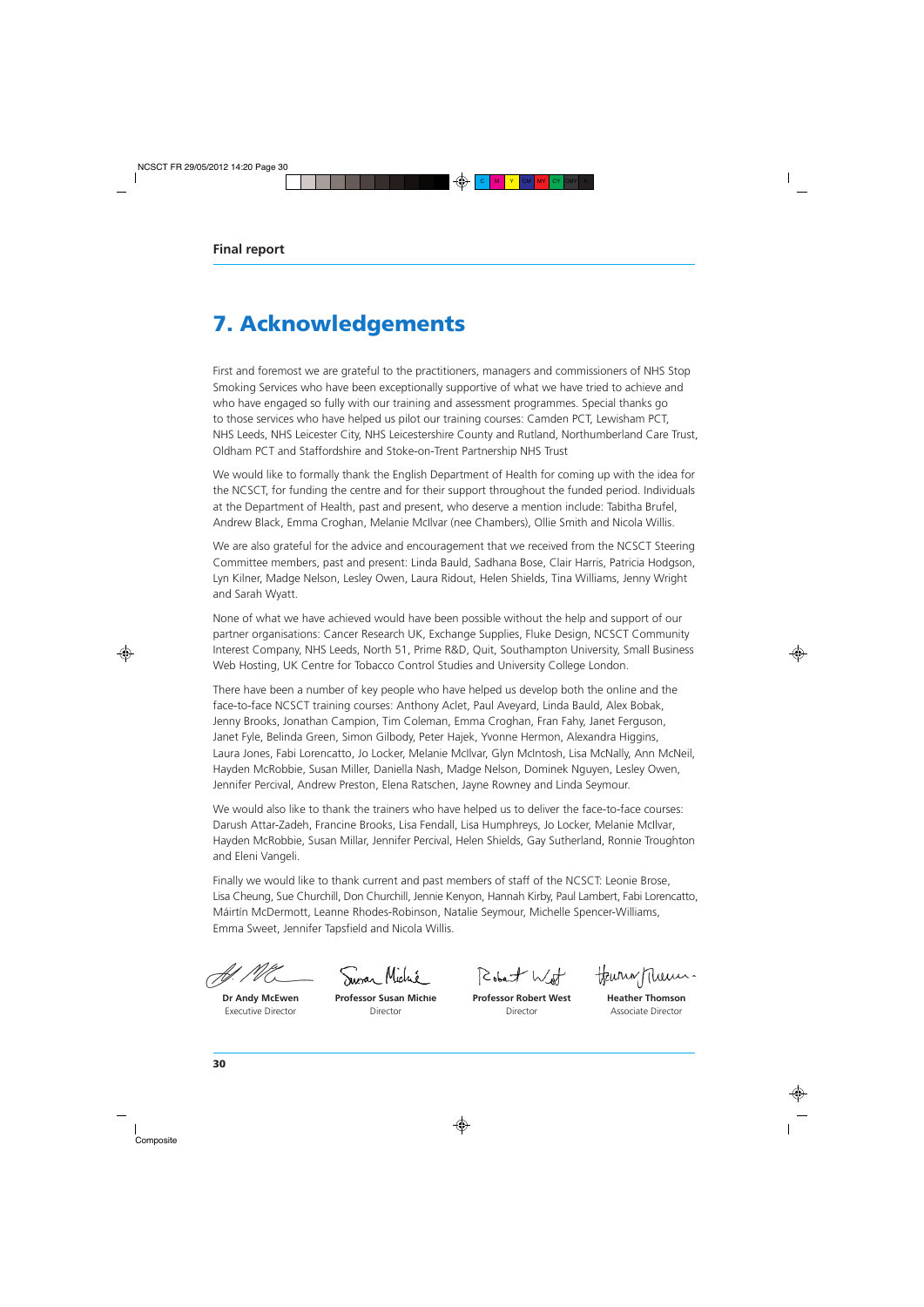# 7. Acknowledgements

First and foremost we are grateful to the practitioners, managers and commissioners of NHS Stop Smoking Services who have been exceptionally supportive of what we have tried to achieve and who have engaged so fully with our training and assessment programmes. Special thanks go to those services who have helped us pilot our training courses: Camden PCT, Lewisham PCT, NHS Leeds, NHS Leicester City, NHS Leicestershire County and Rutland, Northumberland Care Trust, Oldham PCT and Staffordshire and Stoke-on-Trent Partnership NHS Trust

We would like to formally thank the English Department of Health for coming up with the idea for the NCSCT, for funding the centre and for their support throughout the funded period. Individuals at the Department of Health, past and present, who deserve a mention include: Tabitha Brufel, Andrew Black, Emma Croghan, Melanie McIlvar (nee Chambers), Ollie Smith and Nicola Willis.

We are also grateful for the advice and encouragement that we received from the NCSCT Steering Committee members, past and present: Linda Bauld, Sadhana Bose, Clair Harris, Patricia Hodgson, Lyn Kilner, Madge Nelson, Lesley Owen, Laura Ridout, Helen Shields, Tina Williams, Jenny Wright and Sarah Wyatt.

None of what we have achieved would have been possible without the help and support of our partner organisations: Cancer Research UK, Exchange Supplies, Fluke Design, NCSCT Community Interest Company, NHS Leeds, North 51, Prime R&D, Quit, Southampton University, Small Business Web Hosting, UK Centre for Tobacco Control Studies and University College London.

There have been a number of key people who have helped us develop both the online and the face-to-face NCSCT training courses: Anthony Aclet, Paul Aveyard, Linda Bauld, Alex Bobak, Jenny Brooks, Jonathan Campion, Tim Coleman, Emma Croghan, Fran Fahy, Janet Ferguson, Janet Fyle, Belinda Green, Simon Gilbody, Peter Hajek, Yvonne Hermon, Alexandra Higgins, Laura Jones, Fabi Lorencatto, Jo Locker, Melanie McIlvar, Glyn McIntosh, Lisa McNally, Ann McNeil, Hayden McRobbie, Susan Miller, Daniella Nash, Madge Nelson, Dominek Nguyen, Lesley Owen, Jennifer Percival, Andrew Preston, Elena Ratschen, Jayne Rowney and Linda Seymour.

We would also like to thank the trainers who have helped us to deliver the face-to-face courses: Darush Attar-Zadeh, Francine Brooks, Lisa Fendall, Lisa Humphreys, Jo Locker, Melanie McIlvar, Hayden McRobbie, Susan Millar, Jennifer Percival, Helen Shields, Gay Sutherland, Ronnie Troughton and Eleni Vangeli.

Finally we would like to thank current and past members of staff of the NCSCT: Leonie Brose, Lisa Cheung, Sue Churchill, Don Churchill, Jennie Kenyon, Hannah Kirby, Paul Lambert, Fabi Lorencatto, Máirtín McDermott, Leanne Rhodes-Robinson, Natalie Seymour, Michelle Spencer-Williams, Emma Sweet, Jennifer Tapsfield and Nicola Willis.

| **Dr Andy McEwen** | **Professor Susan Michie** | **Professor Robert West** | **Heather Thomson** |
|---|---|---|---|
| Executive Director | Director | Director | Associate Director |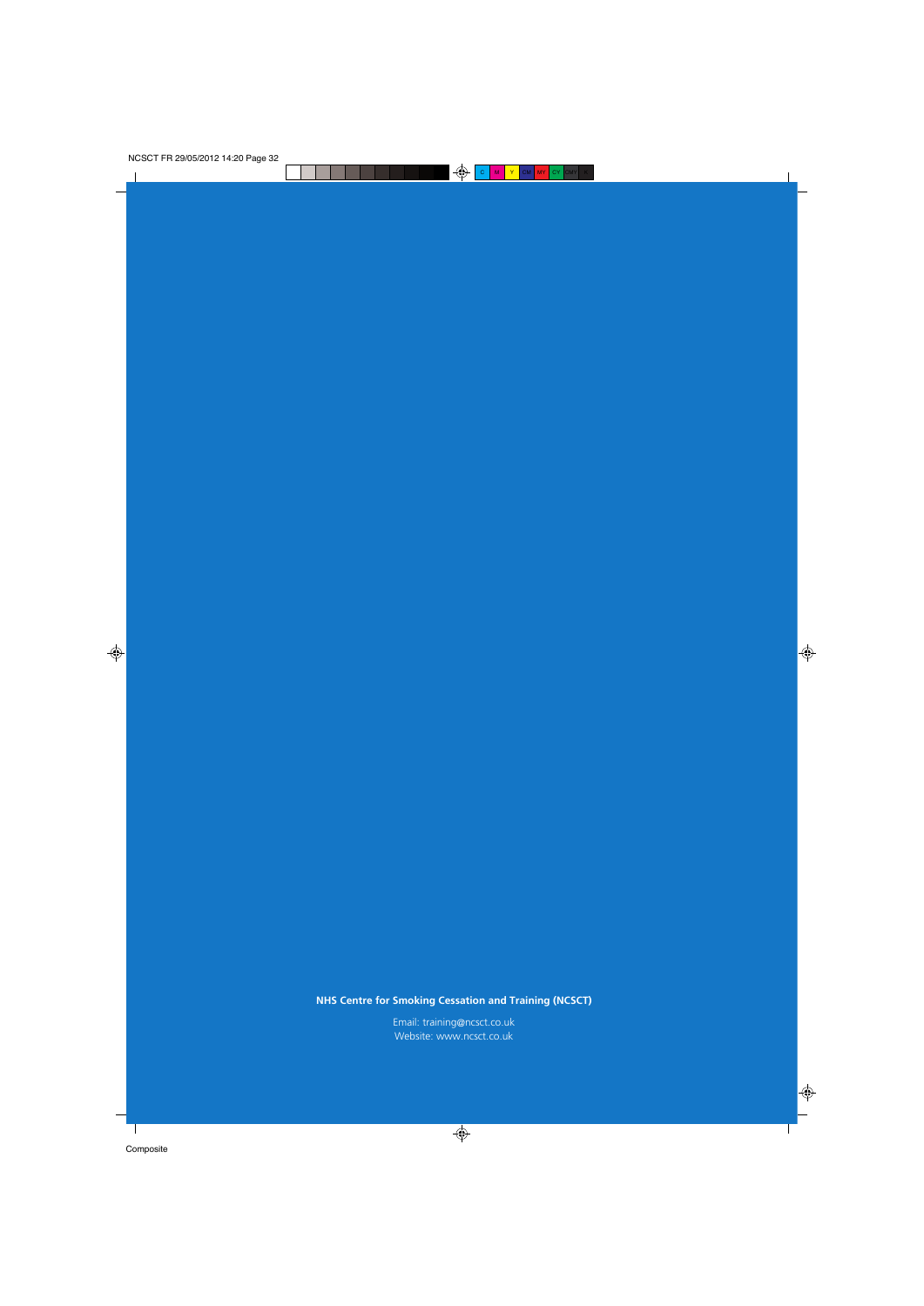**NHS Centre for Smoking Cessation and Training (NCSCT)**

Email: training@ncsct.co.uk
Website: www.ncsct.co.uk